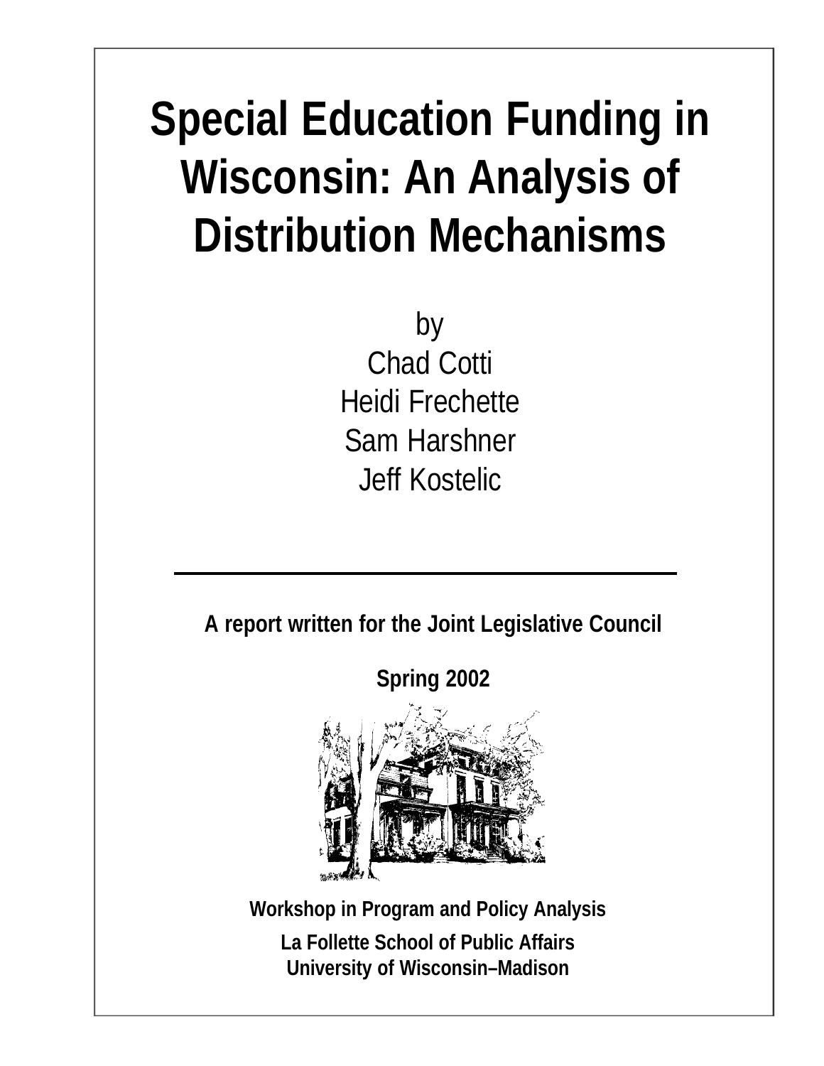# Special Education Funding in Wisconsin: An Analysis of Distribution Mechanisms

by

Chad Cotti

Heidi Frechette

Sam Harshner

Jeff Kostelic

---

**A report written for the Joint Legislative Council**

**Spring 2002**

**Workshop in Program and Policy Analysis**

**La Follette School of Public Affairs**
**University of Wisconsin–Madison**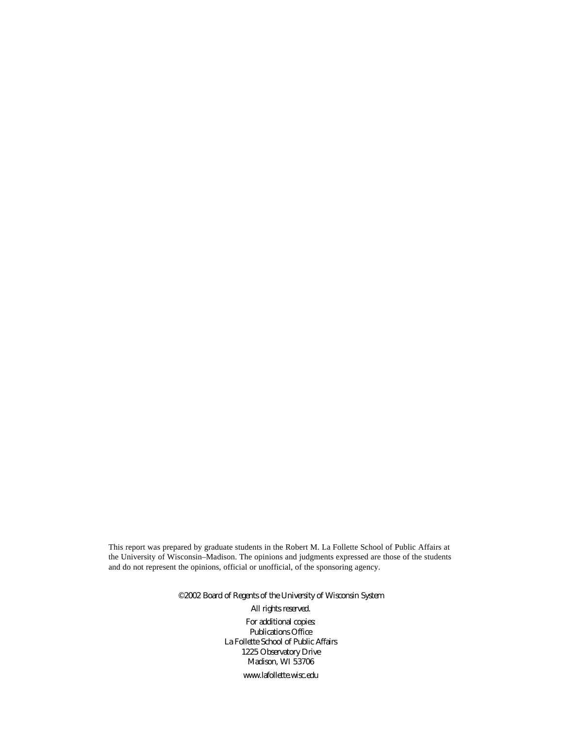This report was prepared by graduate students in the Robert M. La Follette School of Public Affairs at the University of Wisconsin–Madison. The opinions and judgments expressed are those of the students and do not represent the opinions, official or unofficial, of the sponsoring agency.

©2002 Board of Regents of the University of Wisconsin System

All rights reserved.

For additional copies:
Publications Office
La Follette School of Public Affairs
1225 Observatory Drive
Madison, WI 53706

www.lafollette.wisc.edu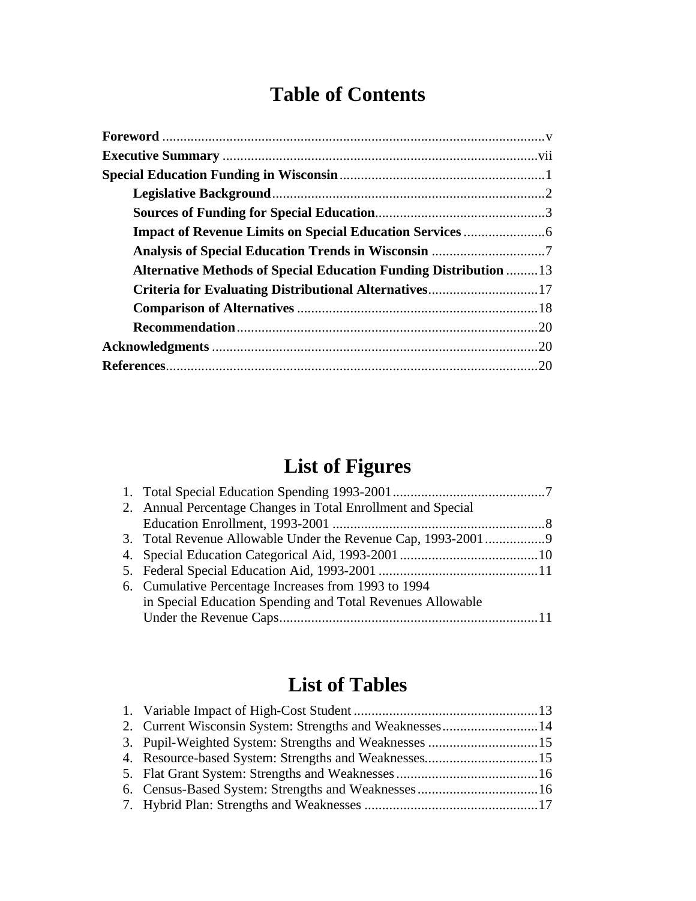# Table of Contents

**Foreword** ............................................................................................................v
**Executive Summary** ...........................................................................................vii
**Special Education Funding in Wisconsin**..........................................................1
- **Legislative Background**..............................................................................2
- **Sources of Funding for Special Education**..................................................3
- **Impact of Revenue Limits on Special Education Services**.........................6
- **Analysis of Special Education Trends in Wisconsin** .................................7
- **Alternative Methods of Special Education Funding Distribution**.........13
- **Criteria for Evaluating Distributional Alternatives**................................17
- **Comparison of Alternatives**......................................................................18
- **Recommendation**......................................................................................20

**Acknowledgments** ............................................................................................20
**References**.........................................................................................................20

# List of Figures

1. Total Special Education Spending 1993-2001...........................................7
2. Annual Percentage Changes in Total Enrollment and Special Education Enrollment, 1993-2001 ............................................................8
3. Total Revenue Allowable Under the Revenue Cap, 1993-2001.................9
4. Special Education Categorical Aid, 1993-2001.......................................10
5. Federal Special Education Aid, 1993-2001 .............................................11
6. Cumulative Percentage Increases from 1993 to 1994 in Special Education Spending and Total Revenues Allowable Under the Revenue Caps.........................................................................11

# List of Tables

1. Variable Impact of High-Cost Student ....................................................13
2. Current Wisconsin System: Strengths and Weaknesses...........................14
3. Pupil-Weighted System: Strengths and Weaknesses ...............................15
4. Resource-based System: Strengths and Weaknesses................................15
5. Flat Grant System: Strengths and Weaknesses........................................16
6. Census-Based System: Strengths and Weaknesses..................................16
7. Hybrid Plan: Strengths and Weaknesses .................................................17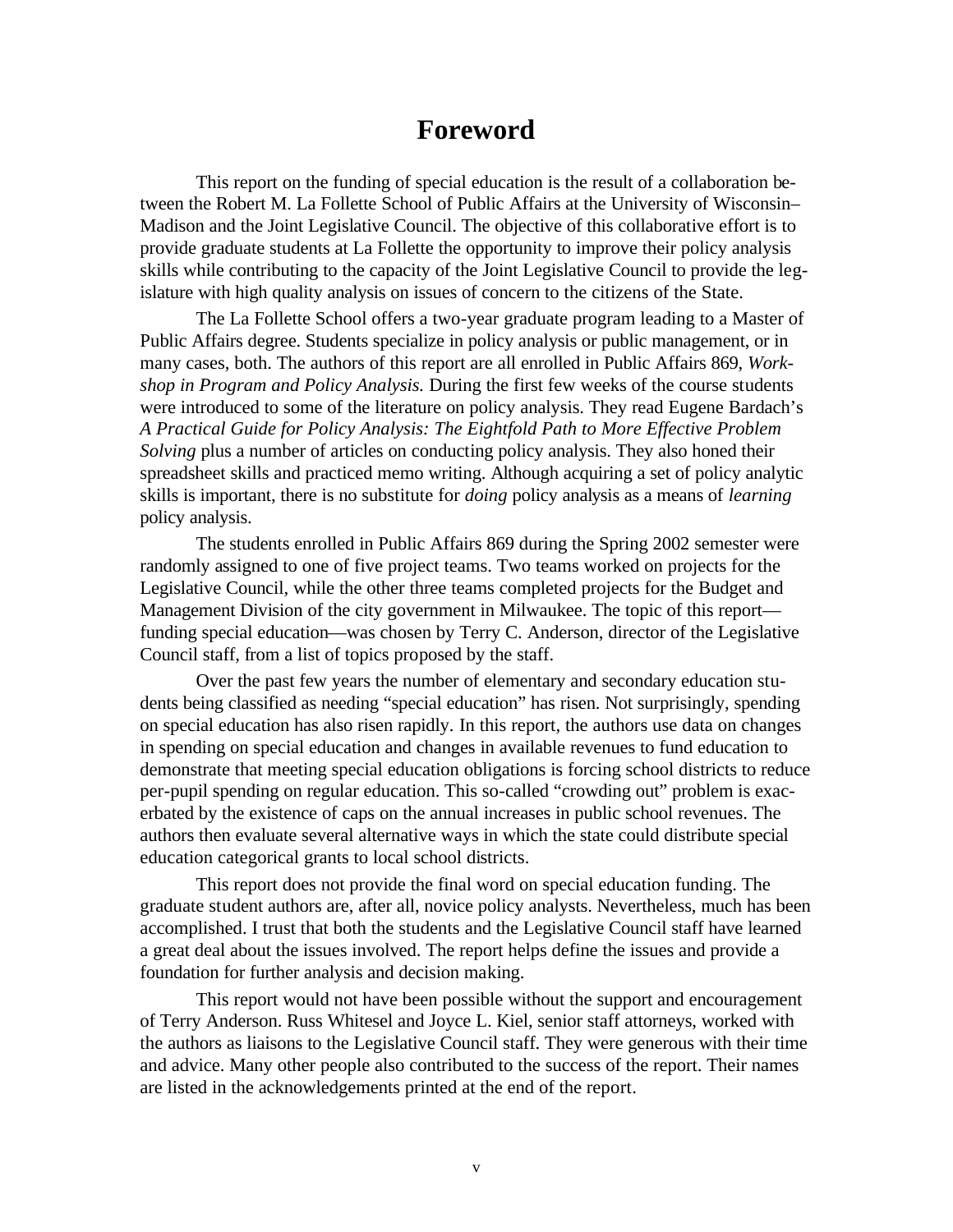# Foreword

This report on the funding of special education is the result of a collaboration between the Robert M. La Follette School of Public Affairs at the University of Wisconsin–Madison and the Joint Legislative Council. The objective of this collaborative effort is to provide graduate students at La Follette the opportunity to improve their policy analysis skills while contributing to the capacity of the Joint Legislative Council to provide the legislature with high quality analysis on issues of concern to the citizens of the State.

The La Follette School offers a two-year graduate program leading to a Master of Public Affairs degree. Students specialize in policy analysis or public management, or in many cases, both. The authors of this report are all enrolled in Public Affairs 869, *Workshop in Program and Policy Analysis.* During the first few weeks of the course students were introduced to some of the literature on policy analysis. They read Eugene Bardach's *A Practical Guide for Policy Analysis: The Eightfold Path to More Effective Problem Solving* plus a number of articles on conducting policy analysis. They also honed their spreadsheet skills and practiced memo writing. Although acquiring a set of policy analytic skills is important, there is no substitute for *doing* policy analysis as a means of *learning* policy analysis.

The students enrolled in Public Affairs 869 during the Spring 2002 semester were randomly assigned to one of five project teams. Two teams worked on projects for the Legislative Council, while the other three teams completed projects for the Budget and Management Division of the city government in Milwaukee. The topic of this report—funding special education—was chosen by Terry C. Anderson, director of the Legislative Council staff, from a list of topics proposed by the staff.

Over the past few years the number of elementary and secondary education students being classified as needing "special education" has risen. Not surprisingly, spending on special education has also risen rapidly. In this report, the authors use data on changes in spending on special education and changes in available revenues to fund education to demonstrate that meeting special education obligations is forcing school districts to reduce per-pupil spending on regular education. This so-called "crowding out" problem is exacerbated by the existence of caps on the annual increases in public school revenues. The authors then evaluate several alternative ways in which the state could distribute special education categorical grants to local school districts.

This report does not provide the final word on special education funding. The graduate student authors are, after all, novice policy analysts. Nevertheless, much has been accomplished. I trust that both the students and the Legislative Council staff have learned a great deal about the issues involved. The report helps define the issues and provide a foundation for further analysis and decision making.

This report would not have been possible without the support and encouragement of Terry Anderson. Russ Whitesel and Joyce L. Kiel, senior staff attorneys, worked with the authors as liaisons to the Legislative Council staff. They were generous with their time and advice. Many other people also contributed to the success of the report. Their names are listed in the acknowledgements printed at the end of the report.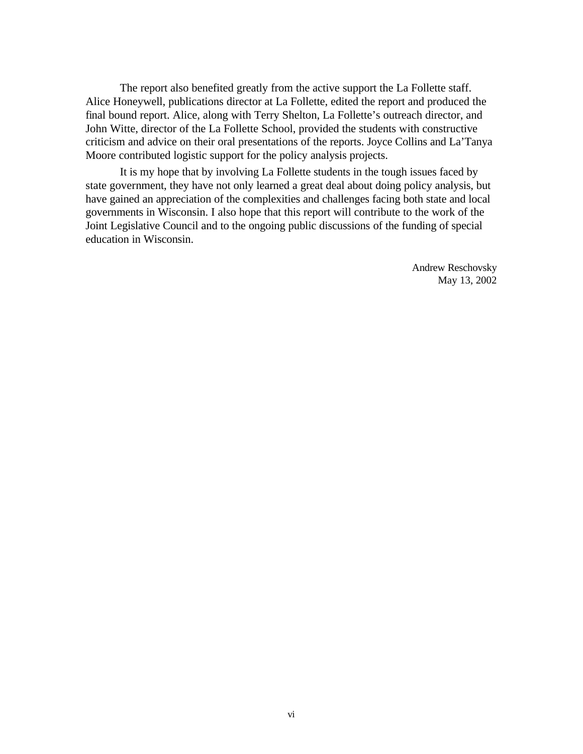The report also benefited greatly from the active support the La Follette staff. Alice Honeywell, publications director at La Follette, edited the report and produced the final bound report. Alice, along with Terry Shelton, La Follette's outreach director, and John Witte, director of the La Follette School, provided the students with constructive criticism and advice on their oral presentations of the reports. Joyce Collins and La'Tanya Moore contributed logistic support for the policy analysis projects.

It is my hope that by involving La Follette students in the tough issues faced by state government, they have not only learned a great deal about doing policy analysis, but have gained an appreciation of the complexities and challenges facing both state and local governments in Wisconsin. I also hope that this report will contribute to the work of the Joint Legislative Council and to the ongoing public discussions of the funding of special education in Wisconsin.

Andrew Reschovsky
May 13, 2002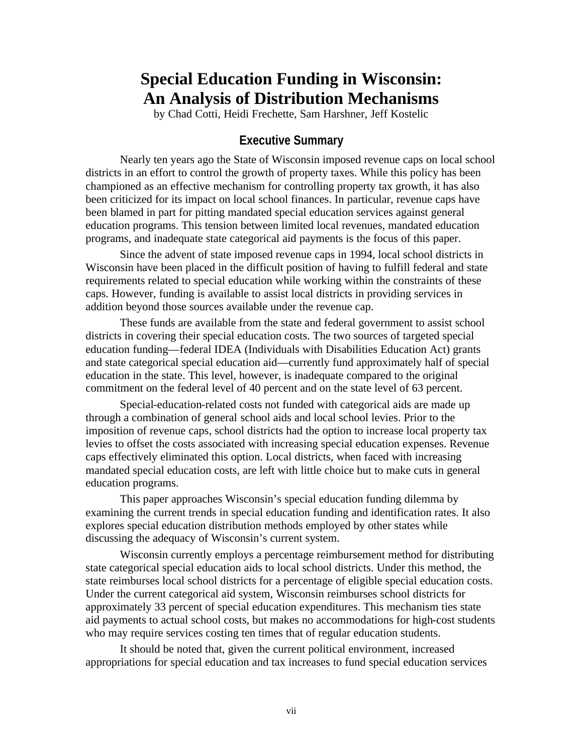# Special Education Funding in Wisconsin: An Analysis of Distribution Mechanisms

by Chad Cotti, Heidi Frechette, Sam Harshner, Jeff Kostelic

## Executive Summary

Nearly ten years ago the State of Wisconsin imposed revenue caps on local school districts in an effort to control the growth of property taxes. While this policy has been championed as an effective mechanism for controlling property tax growth, it has also been criticized for its impact on local school finances. In particular, revenue caps have been blamed in part for pitting mandated special education services against general education programs. This tension between limited local revenues, mandated education programs, and inadequate state categorical aid payments is the focus of this paper.

Since the advent of state imposed revenue caps in 1994, local school districts in Wisconsin have been placed in the difficult position of having to fulfill federal and state requirements related to special education while working within the constraints of these caps. However, funding is available to assist local districts in providing services in addition beyond those sources available under the revenue cap.

These funds are available from the state and federal government to assist school districts in covering their special education costs. The two sources of targeted special education funding—federal IDEA (Individuals with Disabilities Education Act) grants and state categorical special education aid—currently fund approximately half of special education in the state. This level, however, is inadequate compared to the original commitment on the federal level of 40 percent and on the state level of 63 percent.

Special-education-related costs not funded with categorical aids are made up through a combination of general school aids and local school levies. Prior to the imposition of revenue caps, school districts had the option to increase local property tax levies to offset the costs associated with increasing special education expenses. Revenue caps effectively eliminated this option. Local districts, when faced with increasing mandated special education costs, are left with little choice but to make cuts in general education programs.

This paper approaches Wisconsin's special education funding dilemma by examining the current trends in special education funding and identification rates. It also explores special education distribution methods employed by other states while discussing the adequacy of Wisconsin's current system.

Wisconsin currently employs a percentage reimbursement method for distributing state categorical special education aids to local school districts. Under this method, the state reimburses local school districts for a percentage of eligible special education costs. Under the current categorical aid system, Wisconsin reimburses school districts for approximately 33 percent of special education expenditures. This mechanism ties state aid payments to actual school costs, but makes no accommodations for high-cost students who may require services costing ten times that of regular education students.

It should be noted that, given the current political environment, increased appropriations for special education and tax increases to fund special education services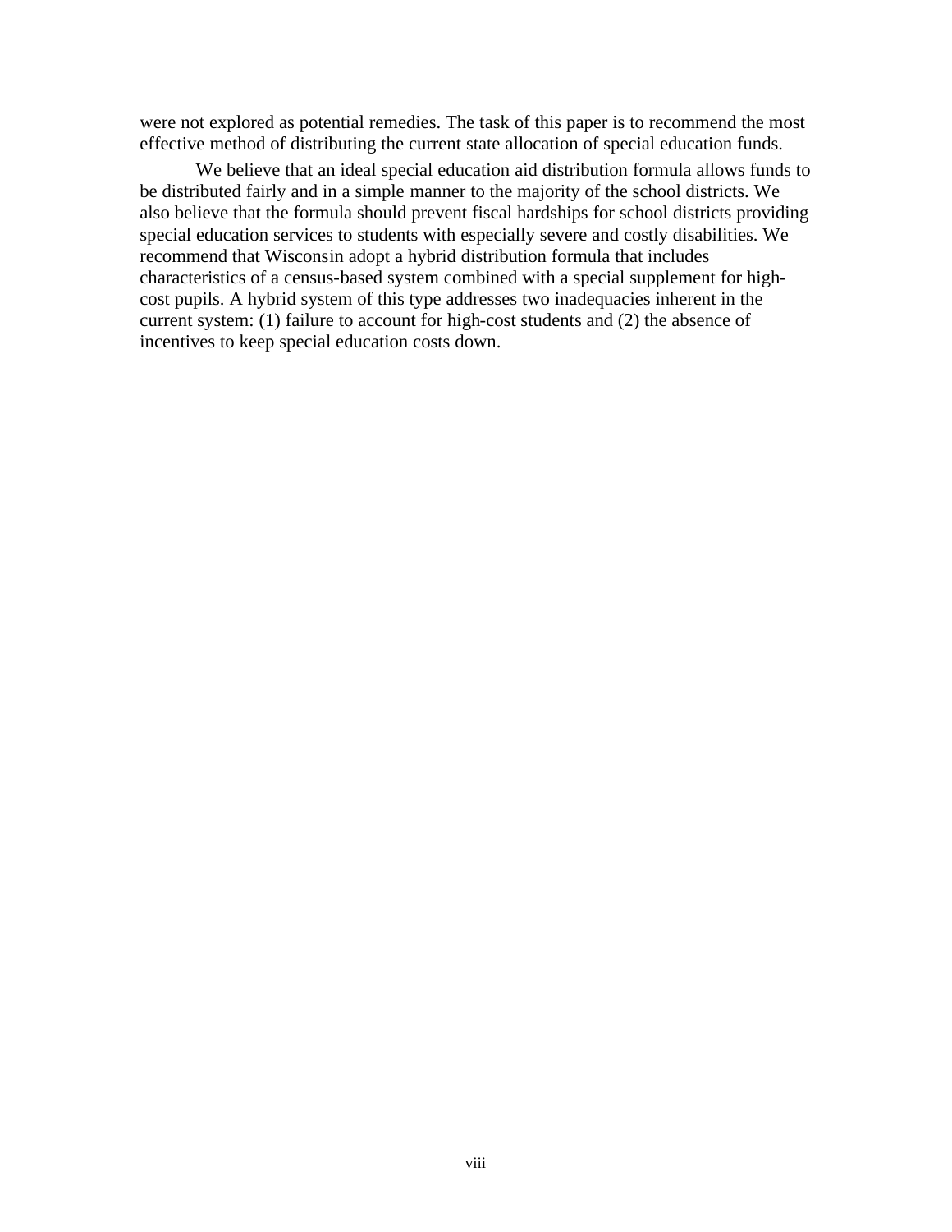were not explored as potential remedies. The task of this paper is to recommend the most effective method of distributing the current state allocation of special education funds.

We believe that an ideal special education aid distribution formula allows funds to be distributed fairly and in a simple manner to the majority of the school districts. We also believe that the formula should prevent fiscal hardships for school districts providing special education services to students with especially severe and costly disabilities. We recommend that Wisconsin adopt a hybrid distribution formula that includes characteristics of a census-based system combined with a special supplement for high-cost pupils. A hybrid system of this type addresses two inadequacies inherent in the current system: (1) failure to account for high-cost students and (2) the absence of incentives to keep special education costs down.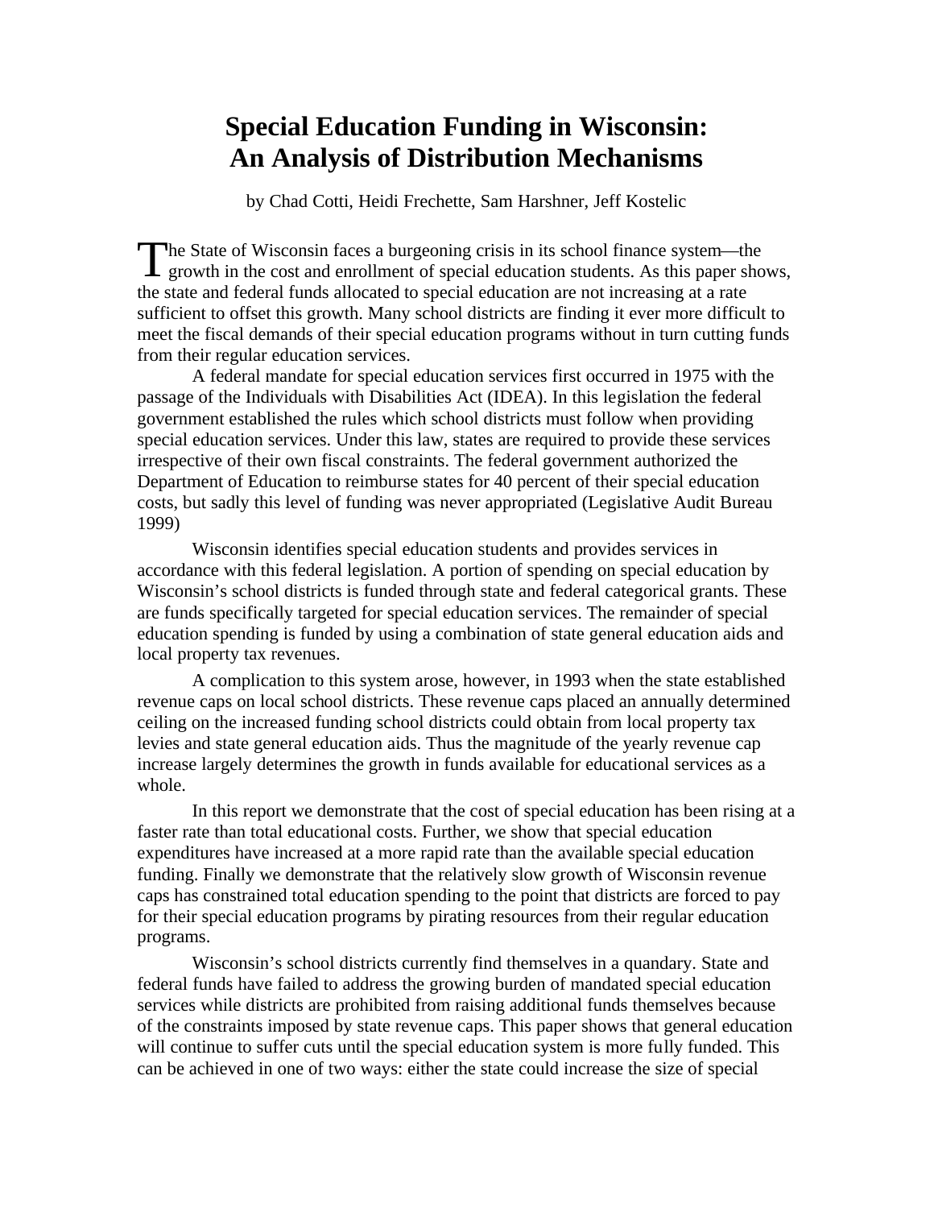# Special Education Funding in Wisconsin: An Analysis of Distribution Mechanisms

by Chad Cotti, Heidi Frechette, Sam Harshner, Jeff Kostelic

The State of Wisconsin faces a burgeoning crisis in its school finance system—the growth in the cost and enrollment of special education students. As this paper shows, the state and federal funds allocated to special education are not increasing at a rate sufficient to offset this growth. Many school districts are finding it ever more difficult to meet the fiscal demands of their special education programs without in turn cutting funds from their regular education services.

A federal mandate for special education services first occurred in 1975 with the passage of the Individuals with Disabilities Act (IDEA). In this legislation the federal government established the rules which school districts must follow when providing special education services. Under this law, states are required to provide these services irrespective of their own fiscal constraints. The federal government authorized the Department of Education to reimburse states for 40 percent of their special education costs, but sadly this level of funding was never appropriated (Legislative Audit Bureau 1999)

Wisconsin identifies special education students and provides services in accordance with this federal legislation. A portion of spending on special education by Wisconsin's school districts is funded through state and federal categorical grants. These are funds specifically targeted for special education services. The remainder of special education spending is funded by using a combination of state general education aids and local property tax revenues.

A complication to this system arose, however, in 1993 when the state established revenue caps on local school districts. These revenue caps placed an annually determined ceiling on the increased funding school districts could obtain from local property tax levies and state general education aids. Thus the magnitude of the yearly revenue cap increase largely determines the growth in funds available for educational services as a whole.

In this report we demonstrate that the cost of special education has been rising at a faster rate than total educational costs. Further, we show that special education expenditures have increased at a more rapid rate than the available special education funding. Finally we demonstrate that the relatively slow growth of Wisconsin revenue caps has constrained total education spending to the point that districts are forced to pay for their special education programs by pirating resources from their regular education programs.

Wisconsin's school districts currently find themselves in a quandary. State and federal funds have failed to address the growing burden of mandated special education services while districts are prohibited from raising additional funds themselves because of the constraints imposed by state revenue caps. This paper shows that general education will continue to suffer cuts until the special education system is more fully funded. This can be achieved in one of two ways: either the state could increase the size of special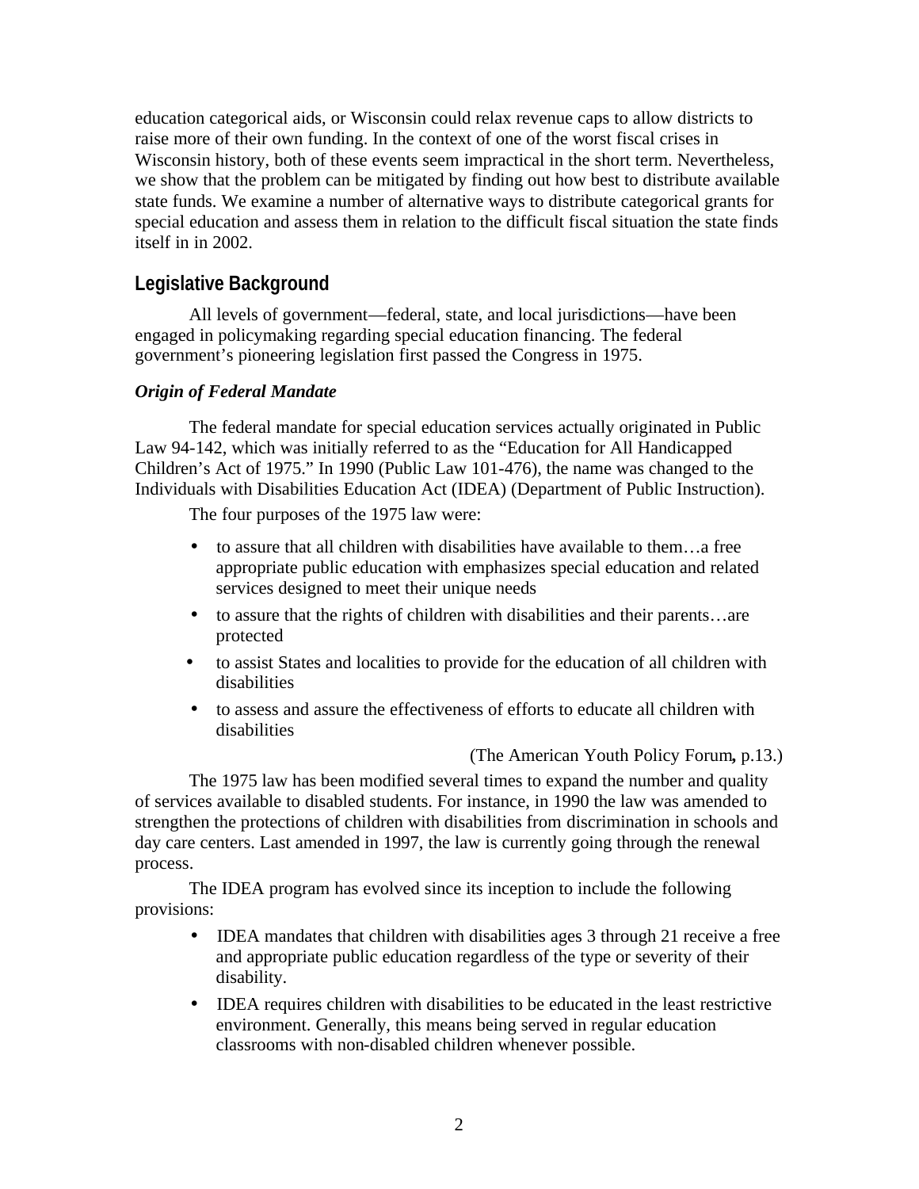education categorical aids, or Wisconsin could relax revenue caps to allow districts to raise more of their own funding. In the context of one of the worst fiscal crises in Wisconsin history, both of these events seem impractical in the short term. Nevertheless, we show that the problem can be mitigated by finding out how best to distribute available state funds. We examine a number of alternative ways to distribute categorical grants for special education and assess them in relation to the difficult fiscal situation the state finds itself in in 2002.

## Legislative Background

All levels of government—federal, state, and local jurisdictions—have been engaged in policymaking regarding special education financing. The federal government's pioneering legislation first passed the Congress in 1975.

### *Origin of Federal Mandate*

The federal mandate for special education services actually originated in Public Law 94-142, which was initially referred to as the "Education for All Handicapped Children's Act of 1975." In 1990 (Public Law 101-476), the name was changed to the Individuals with Disabilities Education Act (IDEA) (Department of Public Instruction).

The four purposes of the 1975 law were:

- to assure that all children with disabilities have available to them…a free appropriate public education with emphasizes special education and related services designed to meet their unique needs
- to assure that the rights of children with disabilities and their parents…are protected
- to assist States and localities to provide for the education of all children with disabilities
- to assess and assure the effectiveness of efforts to educate all children with disabilities

(The American Youth Policy Forum**,** p.13.)

The 1975 law has been modified several times to expand the number and quality of services available to disabled students. For instance, in 1990 the law was amended to strengthen the protections of children with disabilities from discrimination in schools and day care centers. Last amended in 1997, the law is currently going through the renewal process.

The IDEA program has evolved since its inception to include the following provisions:

- IDEA mandates that children with disabilities ages 3 through 21 receive a free and appropriate public education regardless of the type or severity of their disability.
- IDEA requires children with disabilities to be educated in the least restrictive environment. Generally, this means being served in regular education classrooms with non-disabled children whenever possible.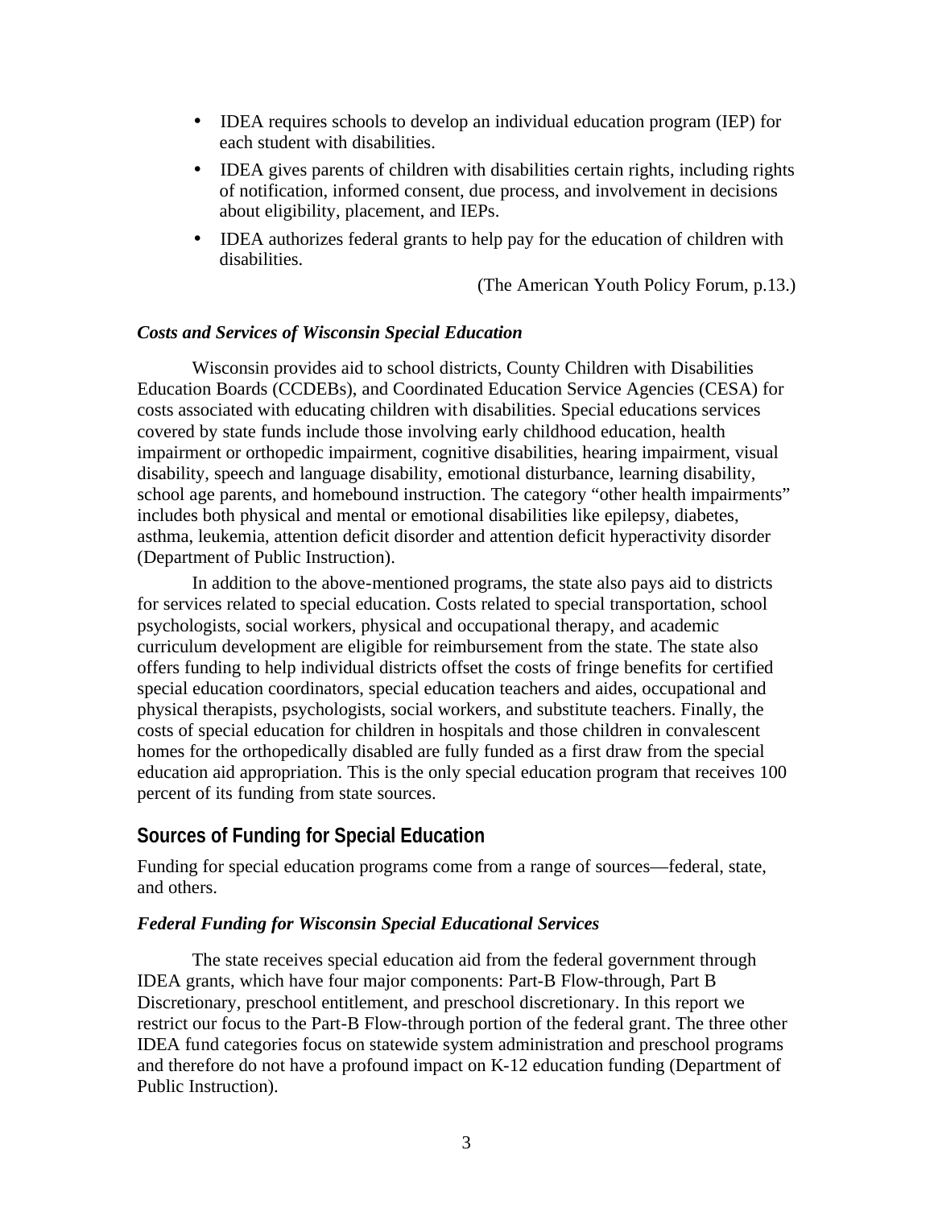- IDEA requires schools to develop an individual education program (IEP) for each student with disabilities.
- IDEA gives parents of children with disabilities certain rights, including rights of notification, informed consent, due process, and involvement in decisions about eligibility, placement, and IEPs.
- IDEA authorizes federal grants to help pay for the education of children with disabilities.

(The American Youth Policy Forum, p.13.)

### *Costs and Services of Wisconsin Special Education*

Wisconsin provides aid to school districts, County Children with Disabilities Education Boards (CCDEBs), and Coordinated Education Service Agencies (CESA) for costs associated with educating children with disabilities. Special educations services covered by state funds include those involving early childhood education, health impairment or orthopedic impairment, cognitive disabilities, hearing impairment, visual disability, speech and language disability, emotional disturbance, learning disability, school age parents, and homebound instruction. The category "other health impairments" includes both physical and mental or emotional disabilities like epilepsy, diabetes, asthma, leukemia, attention deficit disorder and attention deficit hyperactivity disorder (Department of Public Instruction).

In addition to the above-mentioned programs, the state also pays aid to districts for services related to special education. Costs related to special transportation, school psychologists, social workers, physical and occupational therapy, and academic curriculum development are eligible for reimbursement from the state. The state also offers funding to help individual districts offset the costs of fringe benefits for certified special education coordinators, special education teachers and aides, occupational and physical therapists, psychologists, social workers, and substitute teachers. Finally, the costs of special education for children in hospitals and those children in convalescent homes for the orthopedically disabled are fully funded as a first draw from the special education aid appropriation. This is the only special education program that receives 100 percent of its funding from state sources.

## Sources of Funding for Special Education

Funding for special education programs come from a range of sources—federal, state, and others.

### *Federal Funding for Wisconsin Special Educational Services*

The state receives special education aid from the federal government through IDEA grants, which have four major components: Part-B Flow-through, Part B Discretionary, preschool entitlement, and preschool discretionary. In this report we restrict our focus to the Part-B Flow-through portion of the federal grant. The three other IDEA fund categories focus on statewide system administration and preschool programs and therefore do not have a profound impact on K-12 education funding (Department of Public Instruction).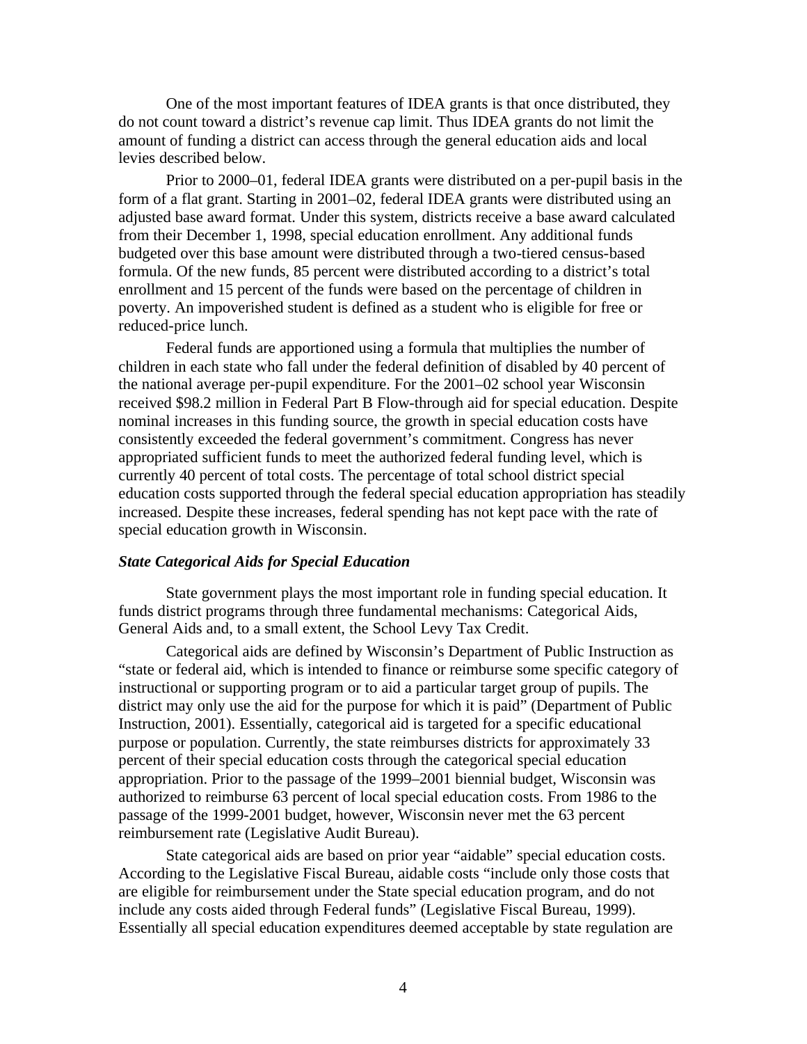One of the most important features of IDEA grants is that once distributed, they do not count toward a district's revenue cap limit. Thus IDEA grants do not limit the amount of funding a district can access through the general education aids and local levies described below.

Prior to 2000–01, federal IDEA grants were distributed on a per-pupil basis in the form of a flat grant. Starting in 2001–02, federal IDEA grants were distributed using an adjusted base award format. Under this system, districts receive a base award calculated from their December 1, 1998, special education enrollment. Any additional funds budgeted over this base amount were distributed through a two-tiered census-based formula. Of the new funds, 85 percent were distributed according to a district's total enrollment and 15 percent of the funds were based on the percentage of children in poverty. An impoverished student is defined as a student who is eligible for free or reduced-price lunch.

Federal funds are apportioned using a formula that multiplies the number of children in each state who fall under the federal definition of disabled by 40 percent of the national average per-pupil expenditure. For the 2001–02 school year Wisconsin received $98.2 million in Federal Part B Flow-through aid for special education. Despite nominal increases in this funding source, the growth in special education costs have consistently exceeded the federal government's commitment. Congress has never appropriated sufficient funds to meet the authorized federal funding level, which is currently 40 percent of total costs. The percentage of total school district special education costs supported through the federal special education appropriation has steadily increased. Despite these increases, federal spending has not kept pace with the rate of special education growth in Wisconsin.

### *State Categorical Aids for Special Education*

State government plays the most important role in funding special education. It funds district programs through three fundamental mechanisms: Categorical Aids, General Aids and, to a small extent, the School Levy Tax Credit.

Categorical aids are defined by Wisconsin's Department of Public Instruction as "state or federal aid, which is intended to finance or reimburse some specific category of instructional or supporting program or to aid a particular target group of pupils. The district may only use the aid for the purpose for which it is paid" (Department of Public Instruction, 2001). Essentially, categorical aid is targeted for a specific educational purpose or population. Currently, the state reimburses districts for approximately 33 percent of their special education costs through the categorical special education appropriation. Prior to the passage of the 1999–2001 biennial budget, Wisconsin was authorized to reimburse 63 percent of local special education costs. From 1986 to the passage of the 1999-2001 budget, however, Wisconsin never met the 63 percent reimbursement rate (Legislative Audit Bureau).

State categorical aids are based on prior year "aidable" special education costs. According to the Legislative Fiscal Bureau, aidable costs "include only those costs that are eligible for reimbursement under the State special education program, and do not include any costs aided through Federal funds" (Legislative Fiscal Bureau, 1999). Essentially all special education expenditures deemed acceptable by state regulation are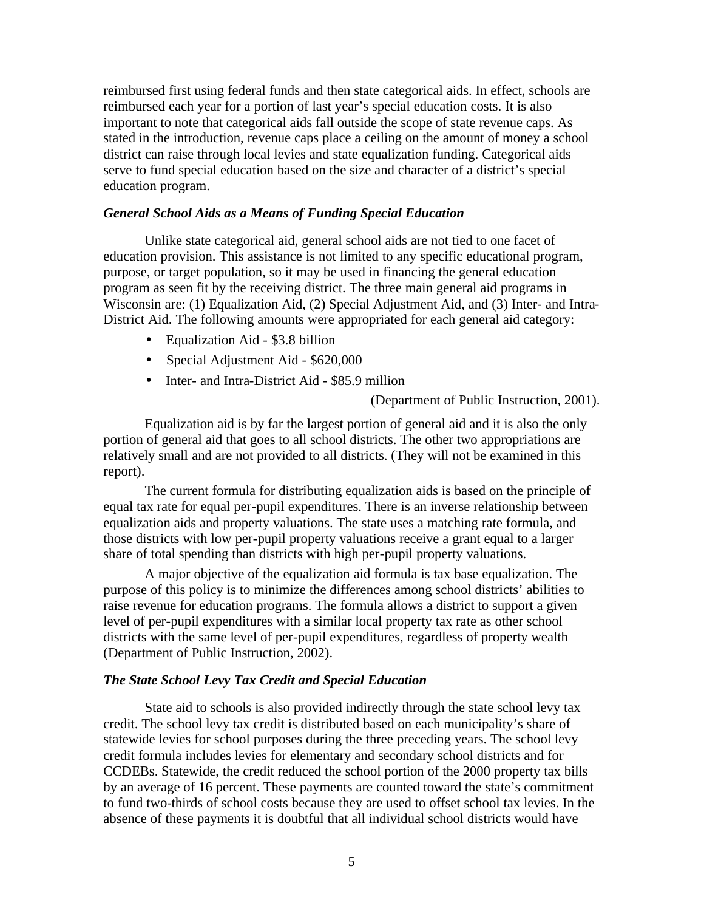reimbursed first using federal funds and then state categorical aids. In effect, schools are reimbursed each year for a portion of last year's special education costs. It is also important to note that categorical aids fall outside the scope of state revenue caps. As stated in the introduction, revenue caps place a ceiling on the amount of money a school district can raise through local levies and state equalization funding. Categorical aids serve to fund special education based on the size and character of a district's special education program.

### *General School Aids as a Means of Funding Special Education*

Unlike state categorical aid, general school aids are not tied to one facet of education provision. This assistance is not limited to any specific educational program, purpose, or target population, so it may be used in financing the general education program as seen fit by the receiving district. The three main general aid programs in Wisconsin are: (1) Equalization Aid, (2) Special Adjustment Aid, and (3) Inter- and Intra-District Aid. The following amounts were appropriated for each general aid category:

- Equalization Aid - $3.8 billion
- Special Adjustment Aid - $620,000
- Inter- and Intra-District Aid - $85.9 million

(Department of Public Instruction, 2001).

Equalization aid is by far the largest portion of general aid and it is also the only portion of general aid that goes to all school districts. The other two appropriations are relatively small and are not provided to all districts. (They will not be examined in this report).

The current formula for distributing equalization aids is based on the principle of equal tax rate for equal per-pupil expenditures. There is an inverse relationship between equalization aids and property valuations. The state uses a matching rate formula, and those districts with low per-pupil property valuations receive a grant equal to a larger share of total spending than districts with high per-pupil property valuations.

A major objective of the equalization aid formula is tax base equalization. The purpose of this policy is to minimize the differences among school districts' abilities to raise revenue for education programs. The formula allows a district to support a given level of per-pupil expenditures with a similar local property tax rate as other school districts with the same level of per-pupil expenditures, regardless of property wealth (Department of Public Instruction, 2002).

### *The State School Levy Tax Credit and Special Education*

State aid to schools is also provided indirectly through the state school levy tax credit. The school levy tax credit is distributed based on each municipality's share of statewide levies for school purposes during the three preceding years. The school levy credit formula includes levies for elementary and secondary school districts and for CCDEBs. Statewide, the credit reduced the school portion of the 2000 property tax bills by an average of 16 percent. These payments are counted toward the state's commitment to fund two-thirds of school costs because they are used to offset school tax levies. In the absence of these payments it is doubtful that all individual school districts would have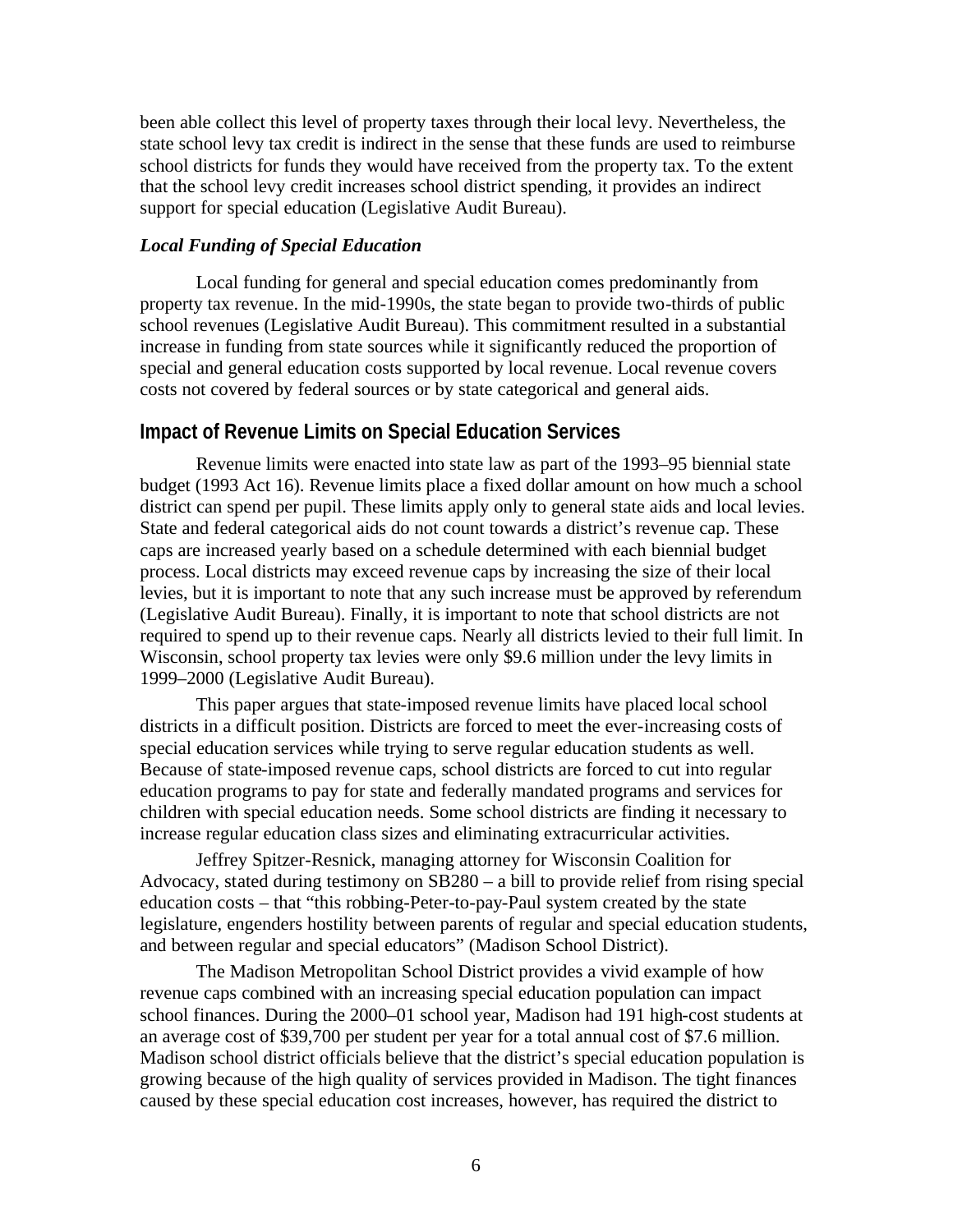been able collect this level of property taxes through their local levy. Nevertheless, the state school levy tax credit is indirect in the sense that these funds are used to reimburse school districts for funds they would have received from the property tax. To the extent that the school levy credit increases school district spending, it provides an indirect support for special education (Legislative Audit Bureau).

### *Local Funding of Special Education*

Local funding for general and special education comes predominantly from property tax revenue. In the mid-1990s, the state began to provide two-thirds of public school revenues (Legislative Audit Bureau). This commitment resulted in a substantial increase in funding from state sources while it significantly reduced the proportion of special and general education costs supported by local revenue. Local revenue covers costs not covered by federal sources or by state categorical and general aids.

## Impact of Revenue Limits on Special Education Services

Revenue limits were enacted into state law as part of the 1993–95 biennial state budget (1993 Act 16). Revenue limits place a fixed dollar amount on how much a school district can spend per pupil. These limits apply only to general state aids and local levies. State and federal categorical aids do not count towards a district's revenue cap. These caps are increased yearly based on a schedule determined with each biennial budget process. Local districts may exceed revenue caps by increasing the size of their local levies, but it is important to note that any such increase must be approved by referendum (Legislative Audit Bureau). Finally, it is important to note that school districts are not required to spend up to their revenue caps. Nearly all districts levied to their full limit. In Wisconsin, school property tax levies were only $9.6 million under the levy limits in 1999–2000 (Legislative Audit Bureau).

This paper argues that state-imposed revenue limits have placed local school districts in a difficult position. Districts are forced to meet the ever-increasing costs of special education services while trying to serve regular education students as well. Because of state-imposed revenue caps, school districts are forced to cut into regular education programs to pay for state and federally mandated programs and services for children with special education needs. Some school districts are finding it necessary to increase regular education class sizes and eliminating extracurricular activities.

Jeffrey Spitzer-Resnick, managing attorney for Wisconsin Coalition for Advocacy, stated during testimony on SB280 – a bill to provide relief from rising special education costs – that "this robbing-Peter-to-pay-Paul system created by the state legislature, engenders hostility between parents of regular and special education students, and between regular and special educators" (Madison School District).

The Madison Metropolitan School District provides a vivid example of how revenue caps combined with an increasing special education population can impact school finances. During the 2000–01 school year, Madison had 191 high-cost students at an average cost of $39,700 per student per year for a total annual cost of $7.6 million. Madison school district officials believe that the district's special education population is growing because of the high quality of services provided in Madison. The tight finances caused by these special education cost increases, however, has required the district to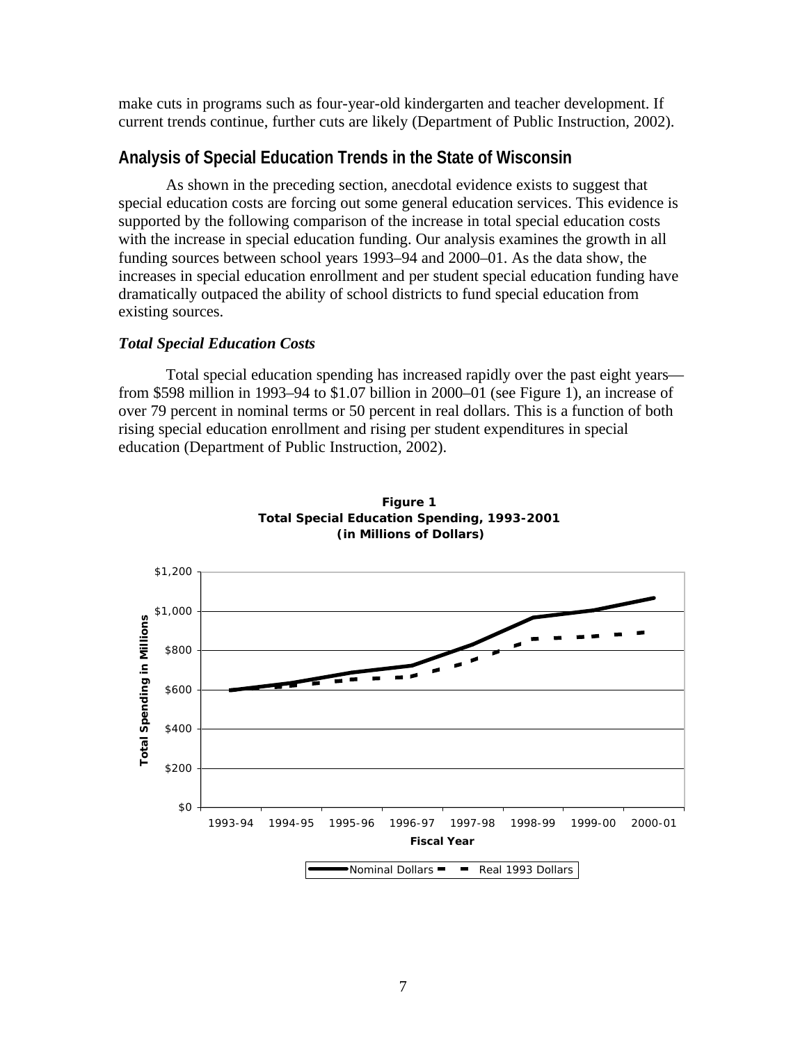make cuts in programs such as four-year-old kindergarten and teacher development. If current trends continue, further cuts are likely (Department of Public Instruction, 2002).

## Analysis of Special Education Trends in the State of Wisconsin

As shown in the preceding section, anecdotal evidence exists to suggest that special education costs are forcing out some general education services. This evidence is supported by the following comparison of the increase in total special education costs with the increase in special education funding. Our analysis examines the growth in all funding sources between school years 1993–94 and 2000–01. As the data show, the increases in special education enrollment and per student special education funding have dramatically outpaced the ability of school districts to fund special education from existing sources.

### *Total Special Education Costs*

Total special education spending has increased rapidly over the past eight years—from \$598 million in 1993–94 to \$1.07 billion in 2000–01 (see Figure 1), an increase of over 79 percent in nominal terms or 50 percent in real dollars. This is a function of both rising special education enrollment and rising per student expenditures in special education (Department of Public Instruction, 2002).

**Figure 1**
**Total Special Education Spending, 1993-2001**
**(in Millions of Dollars)**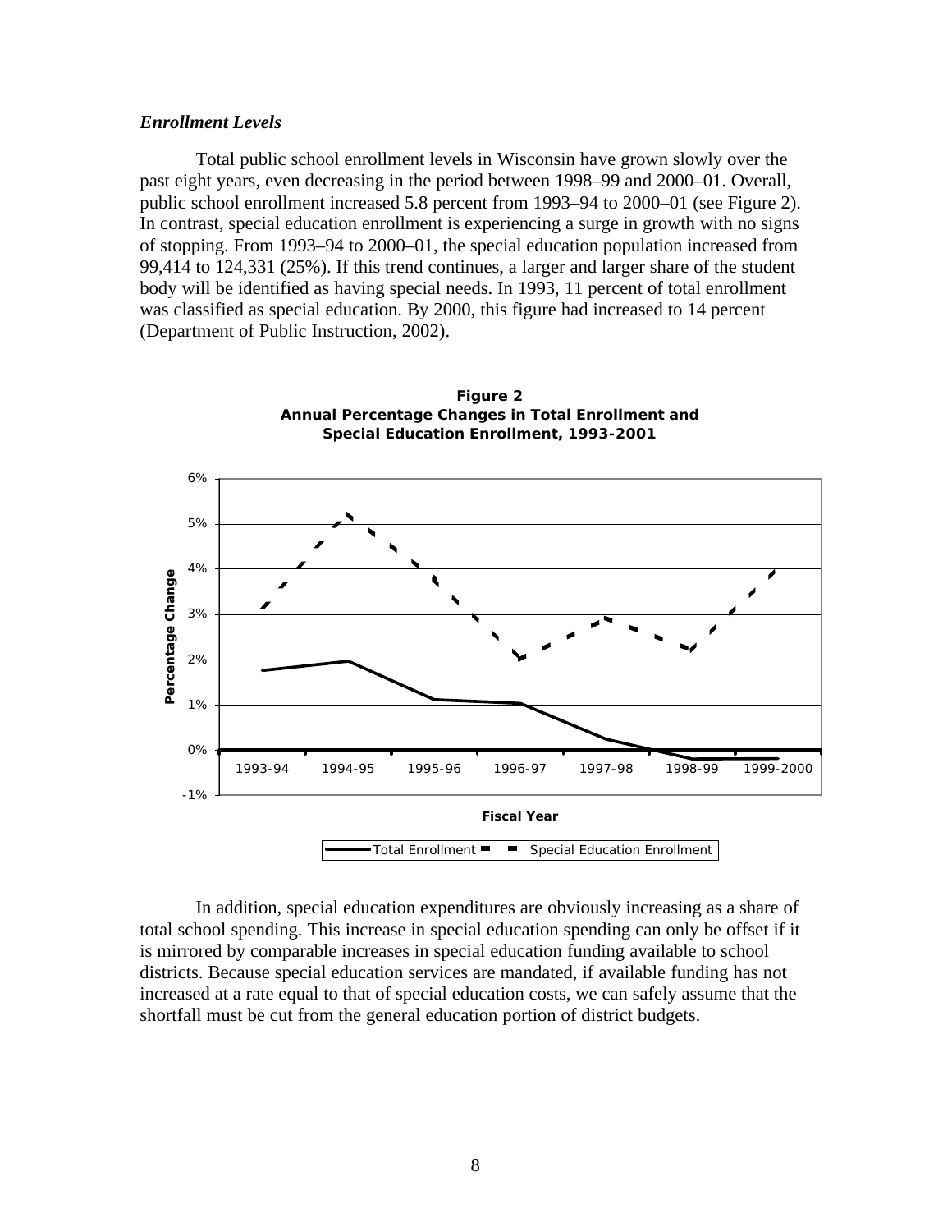### *Enrollment Levels*

Total public school enrollment levels in Wisconsin have grown slowly over the past eight years, even decreasing in the period between 1998–99 and 2000–01. Overall, public school enrollment increased 5.8 percent from 1993–94 to 2000–01 (see Figure 2). In contrast, special education enrollment is experiencing a surge in growth with no signs of stopping. From 1993–94 to 2000–01, the special education population increased from 99,414 to 124,331 (25%). If this trend continues, a larger and larger share of the student body will be identified as having special needs. In 1993, 11 percent of total enrollment was classified as special education. By 2000, this figure had increased to 14 percent (Department of Public Instruction, 2002).

**Figure 2**
**Annual Percentage Changes in Total Enrollment and Special Education Enrollment, 1993-2001**

In addition, special education expenditures are obviously increasing as a share of total school spending. This increase in special education spending can only be offset if it is mirrored by comparable increases in special education funding available to school districts. Because special education services are mandated, if available funding has not increased at a rate equal to that of special education costs, we can safely assume that the shortfall must be cut from the general education portion of district budgets.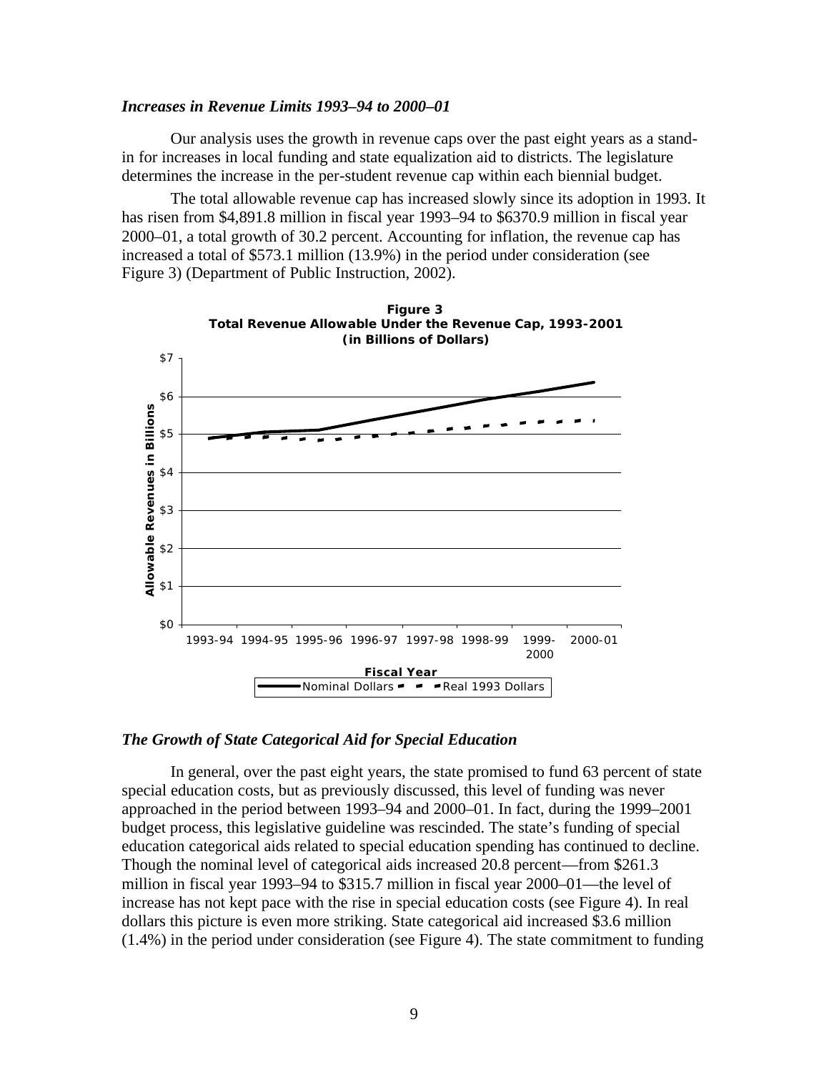### *Increases in Revenue Limits 1993–94 to 2000–01*

Our analysis uses the growth in revenue caps over the past eight years as a stand-in for increases in local funding and state equalization aid to districts. The legislature determines the increase in the per-student revenue cap within each biennial budget.

The total allowable revenue cap has increased slowly since its adoption in 1993. It has risen from $4,891.8 million in fiscal year 1993–94 to $6370.9 million in fiscal year 2000–01, a total growth of 30.2 percent. Accounting for inflation, the revenue cap has increased a total of $573.1 million (13.9%) in the period under consideration (see Figure 3) (Department of Public Instruction, 2002).

**Figure 3**
**Total Revenue Allowable Under the Revenue Cap, 1993-2001**
**(in Billions of Dollars)**

### *The Growth of State Categorical Aid for Special Education*

In general, over the past eight years, the state promised to fund 63 percent of state special education costs, but as previously discussed, this level of funding was never approached in the period between 1993–94 and 2000–01. In fact, during the 1999–2001 budget process, this legislative guideline was rescinded. The state's funding of special education categorical aids related to special education spending has continued to decline. Though the nominal level of categorical aids increased 20.8 percent—from $261.3 million in fiscal year 1993–94 to $315.7 million in fiscal year 2000–01—the level of increase has not kept pace with the rise in special education costs (see Figure 4). In real dollars this picture is even more striking. State categorical aid increased $3.6 million (1.4%) in the period under consideration (see Figure 4). The state commitment to funding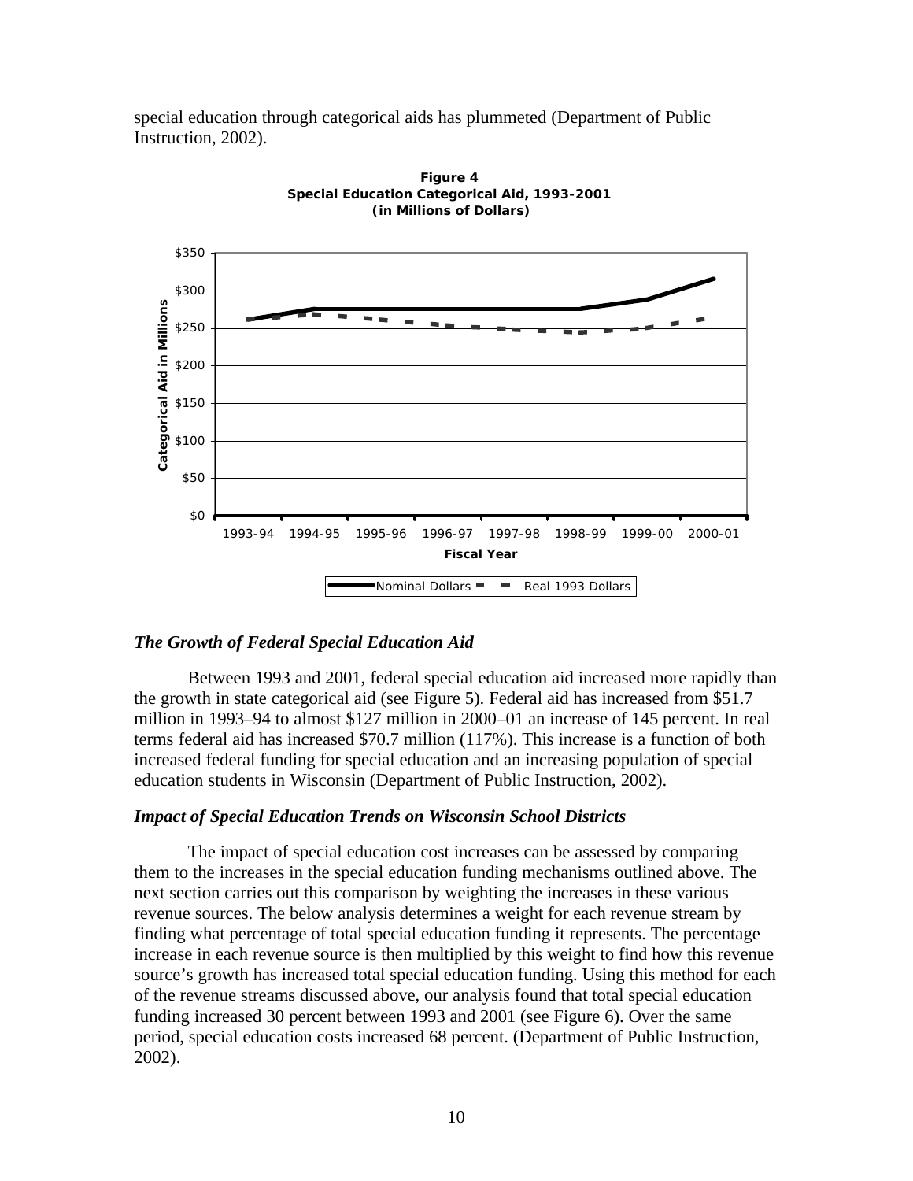special education through categorical aids has plummeted (Department of Public Instruction, 2002).

**Figure 4**
**Special Education Categorical Aid, 1993-2001**
**(in Millions of Dollars)**

### *The Growth of Federal Special Education Aid*

Between 1993 and 2001, federal special education aid increased more rapidly than the growth in state categorical aid (see Figure 5). Federal aid has increased from $51.7 million in 1993–94 to almost $127 million in 2000–01 an increase of 145 percent. In real terms federal aid has increased $70.7 million (117%). This increase is a function of both increased federal funding for special education and an increasing population of special education students in Wisconsin (Department of Public Instruction, 2002).

### *Impact of Special Education Trends on Wisconsin School Districts*

The impact of special education cost increases can be assessed by comparing them to the increases in the special education funding mechanisms outlined above. The next section carries out this comparison by weighting the increases in these various revenue sources. The below analysis determines a weight for each revenue stream by finding what percentage of total special education funding it represents. The percentage increase in each revenue source is then multiplied by this weight to find how this revenue source's growth has increased total special education funding. Using this method for each of the revenue streams discussed above, our analysis found that total special education funding increased 30 percent between 1993 and 2001 (see Figure 6). Over the same period, special education costs increased 68 percent. (Department of Public Instruction, 2002).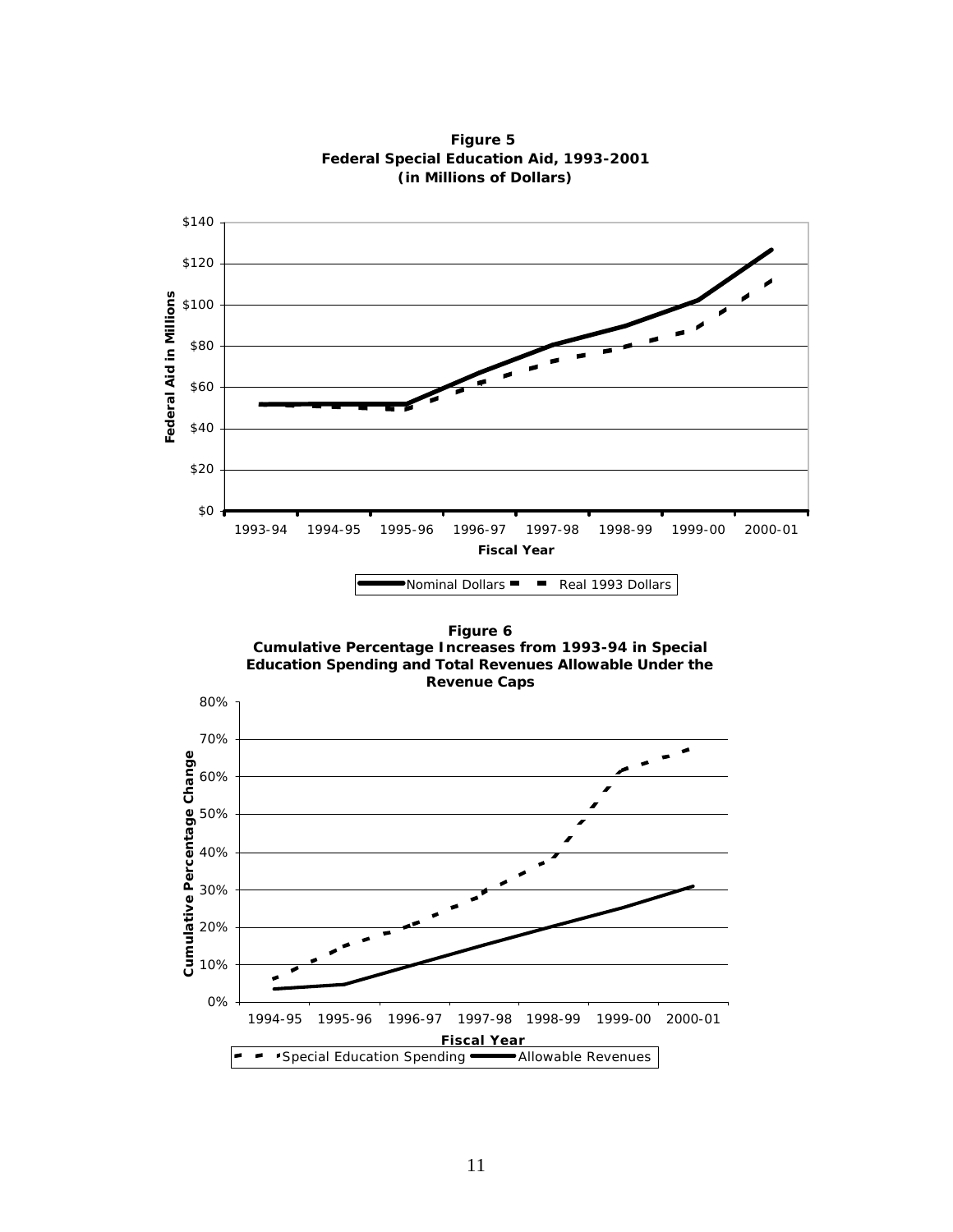**Figure 5**
**Federal Special Education Aid, 1993-2001**
**(in Millions of Dollars)**

**Figure 6**
**Cumulative Percentage Increases from 1993-94 in Special Education Spending and Total Revenues Allowable Under the Revenue Caps**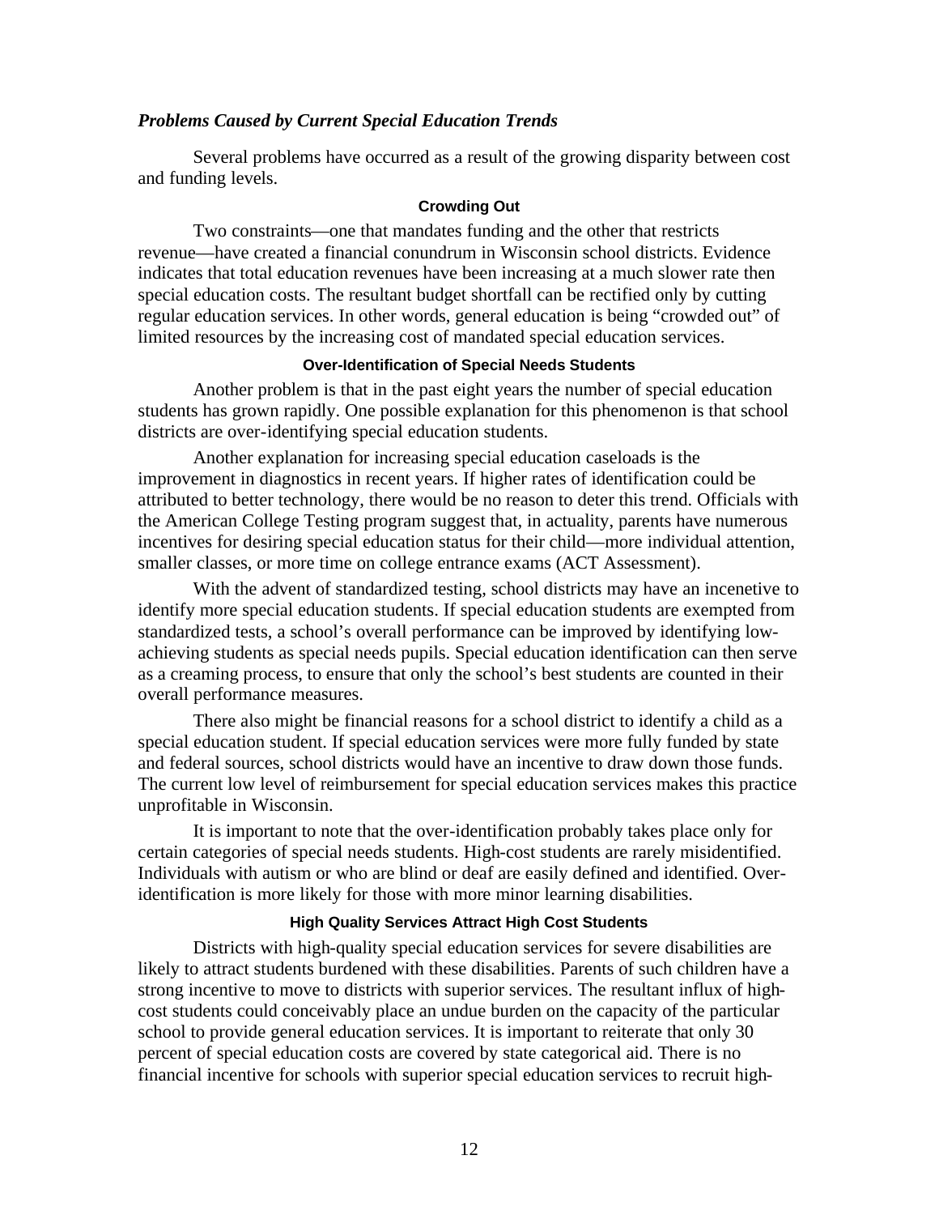### *Problems Caused by Current Special Education Trends*

Several problems have occurred as a result of the growing disparity between cost and funding levels.

#### Crowding Out

Two constraints—one that mandates funding and the other that restricts revenue—have created a financial conundrum in Wisconsin school districts. Evidence indicates that total education revenues have been increasing at a much slower rate then special education costs. The resultant budget shortfall can be rectified only by cutting regular education services. In other words, general education is being "crowded out" of limited resources by the increasing cost of mandated special education services.

#### Over-Identification of Special Needs Students

Another problem is that in the past eight years the number of special education students has grown rapidly. One possible explanation for this phenomenon is that school districts are over-identifying special education students.

Another explanation for increasing special education caseloads is the improvement in diagnostics in recent years. If higher rates of identification could be attributed to better technology, there would be no reason to deter this trend. Officials with the American College Testing program suggest that, in actuality, parents have numerous incentives for desiring special education status for their child—more individual attention, smaller classes, or more time on college entrance exams (ACT Assessment).

With the advent of standardized testing, school districts may have an incenetive to identify more special education students. If special education students are exempted from standardized tests, a school's overall performance can be improved by identifying low-achieving students as special needs pupils. Special education identification can then serve as a creaming process, to ensure that only the school's best students are counted in their overall performance measures.

There also might be financial reasons for a school district to identify a child as a special education student. If special education services were more fully funded by state and federal sources, school districts would have an incentive to draw down those funds. The current low level of reimbursement for special education services makes this practice unprofitable in Wisconsin.

It is important to note that the over-identification probably takes place only for certain categories of special needs students. High-cost students are rarely misidentified. Individuals with autism or who are blind or deaf are easily defined and identified. Over-identification is more likely for those with more minor learning disabilities.

#### High Quality Services Attract High Cost Students

Districts with high-quality special education services for severe disabilities are likely to attract students burdened with these disabilities. Parents of such children have a strong incentive to move to districts with superior services. The resultant influx of high-cost students could conceivably place an undue burden on the capacity of the particular school to provide general education services. It is important to reiterate that only 30 percent of special education costs are covered by state categorical aid. There is no financial incentive for schools with superior special education services to recruit high-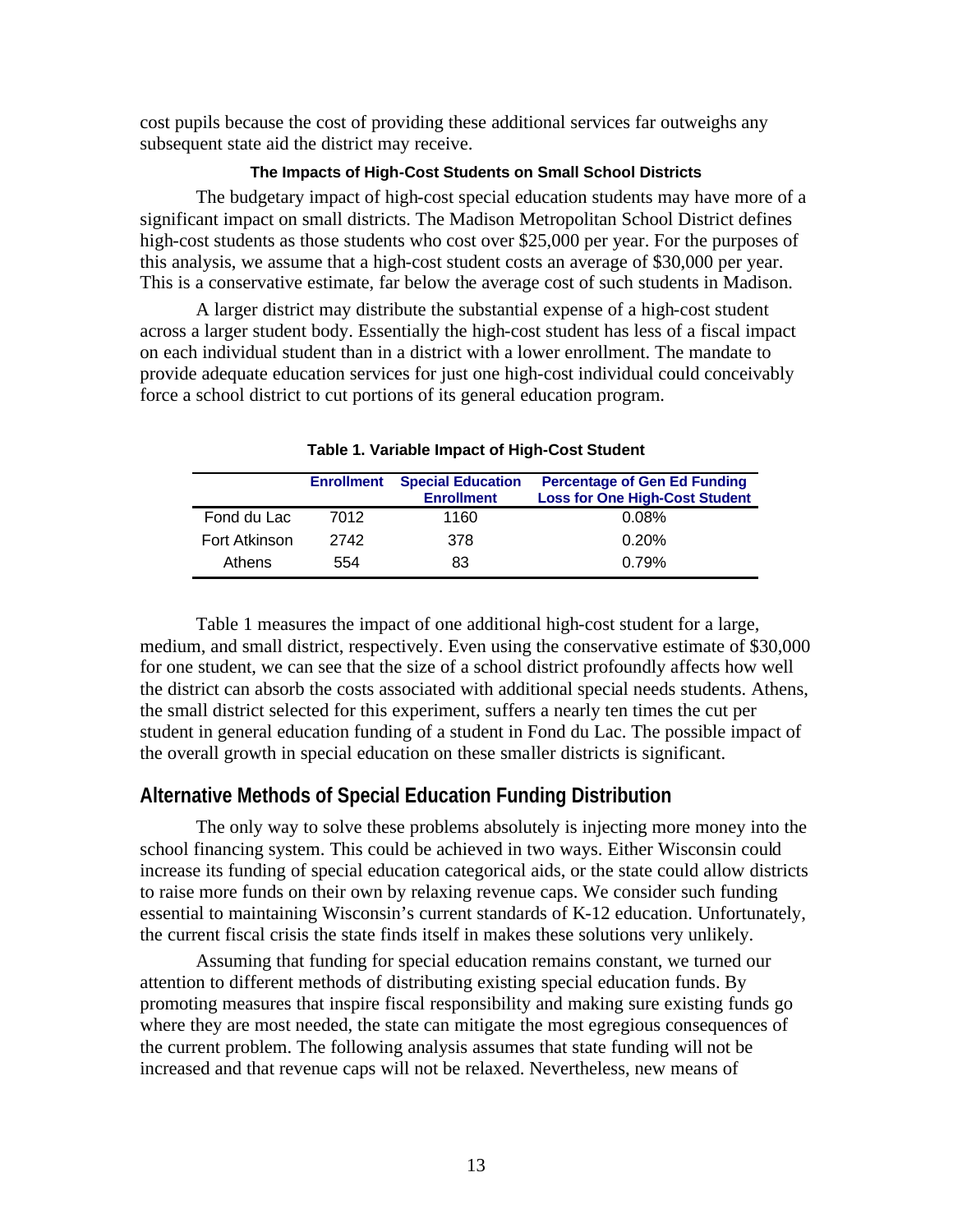cost pupils because the cost of providing these additional services far outweighs any subsequent state aid the district may receive.

### The Impacts of High-Cost Students on Small School Districts

The budgetary impact of high-cost special education students may have more of a significant impact on small districts. The Madison Metropolitan School District defines high-cost students as those students who cost over $25,000 per year. For the purposes of this analysis, we assume that a high-cost student costs an average of $30,000 per year. This is a conservative estimate, far below the average cost of such students in Madison.

A larger district may distribute the substantial expense of a high-cost student across a larger student body. Essentially the high-cost student has less of a fiscal impact on each individual student than in a district with a lower enrollment. The mandate to provide adequate education services for just one high-cost individual could conceivably force a school district to cut portions of its general education program.

**Table 1. Variable Impact of High-Cost Student**

| | Enrollment | Special Education Enrollment | Percentage of Gen Ed Funding Loss for One High-Cost Student |
|---|---|---|---|
| Fond du Lac | 7012 | 1160 | 0.08% |
| Fort Atkinson | 2742 | 378 | 0.20% |
| Athens | 554 | 83 | 0.79% |

Table 1 measures the impact of one additional high-cost student for a large, medium, and small district, respectively. Even using the conservative estimate of $30,000 for one student, we can see that the size of a school district profoundly affects how well the district can absorb the costs associated with additional special needs students. Athens, the small district selected for this experiment, suffers a nearly ten times the cut per student in general education funding of a student in Fond du Lac. The possible impact of the overall growth in special education on these smaller districts is significant.

## Alternative Methods of Special Education Funding Distribution

The only way to solve these problems absolutely is injecting more money into the school financing system. This could be achieved in two ways. Either Wisconsin could increase its funding of special education categorical aids, or the state could allow districts to raise more funds on their own by relaxing revenue caps. We consider such funding essential to maintaining Wisconsin's current standards of K-12 education. Unfortunately, the current fiscal crisis the state finds itself in makes these solutions very unlikely.

Assuming that funding for special education remains constant, we turned our attention to different methods of distributing existing special education funds. By promoting measures that inspire fiscal responsibility and making sure existing funds go where they are most needed, the state can mitigate the most egregious consequences of the current problem. The following analysis assumes that state funding will not be increased and that revenue caps will not be relaxed. Nevertheless, new means of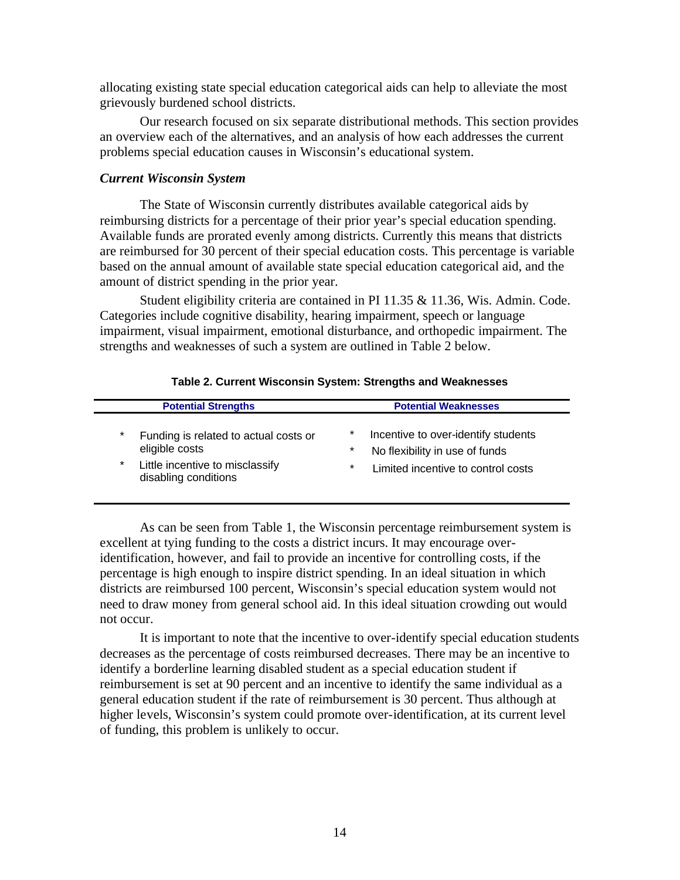allocating existing state special education categorical aids can help to alleviate the most grievously burdened school districts.

Our research focused on six separate distributional methods. This section provides an overview each of the alternatives, and an analysis of how each addresses the current problems special education causes in Wisconsin's educational system.

### *Current Wisconsin System*

The State of Wisconsin currently distributes available categorical aids by reimbursing districts for a percentage of their prior year's special education spending. Available funds are prorated evenly among districts. Currently this means that districts are reimbursed for 30 percent of their special education costs. This percentage is variable based on the annual amount of available state special education categorical aid, and the amount of district spending in the prior year.

Student eligibility criteria are contained in PI 11.35 & 11.36, Wis. Admin. Code. Categories include cognitive disability, hearing impairment, speech or language impairment, visual impairment, emotional disturbance, and orthopedic impairment. The strengths and weaknesses of such a system are outlined in Table 2 below.

**Table 2. Current Wisconsin System: Strengths and Weaknesses**

| Potential Strengths | Potential Weaknesses |
|---|---|
| * Funding is related to actual costs or eligible costs<br>* Little incentive to misclassify disabling conditions | * Incentive to over-identify students<br>* No flexibility in use of funds<br>* Limited incentive to control costs |

As can be seen from Table 1, the Wisconsin percentage reimbursement system is excellent at tying funding to the costs a district incurs. It may encourage over-identification, however, and fail to provide an incentive for controlling costs, if the percentage is high enough to inspire district spending. In an ideal situation in which districts are reimbursed 100 percent, Wisconsin's special education system would not need to draw money from general school aid. In this ideal situation crowding out would not occur.

It is important to note that the incentive to over-identify special education students decreases as the percentage of costs reimbursed decreases. There may be an incentive to identify a borderline learning disabled student as a special education student if reimbursement is set at 90 percent and an incentive to identify the same individual as a general education student if the rate of reimbursement is 30 percent. Thus although at higher levels, Wisconsin's system could promote over-identification, at its current level of funding, this problem is unlikely to occur.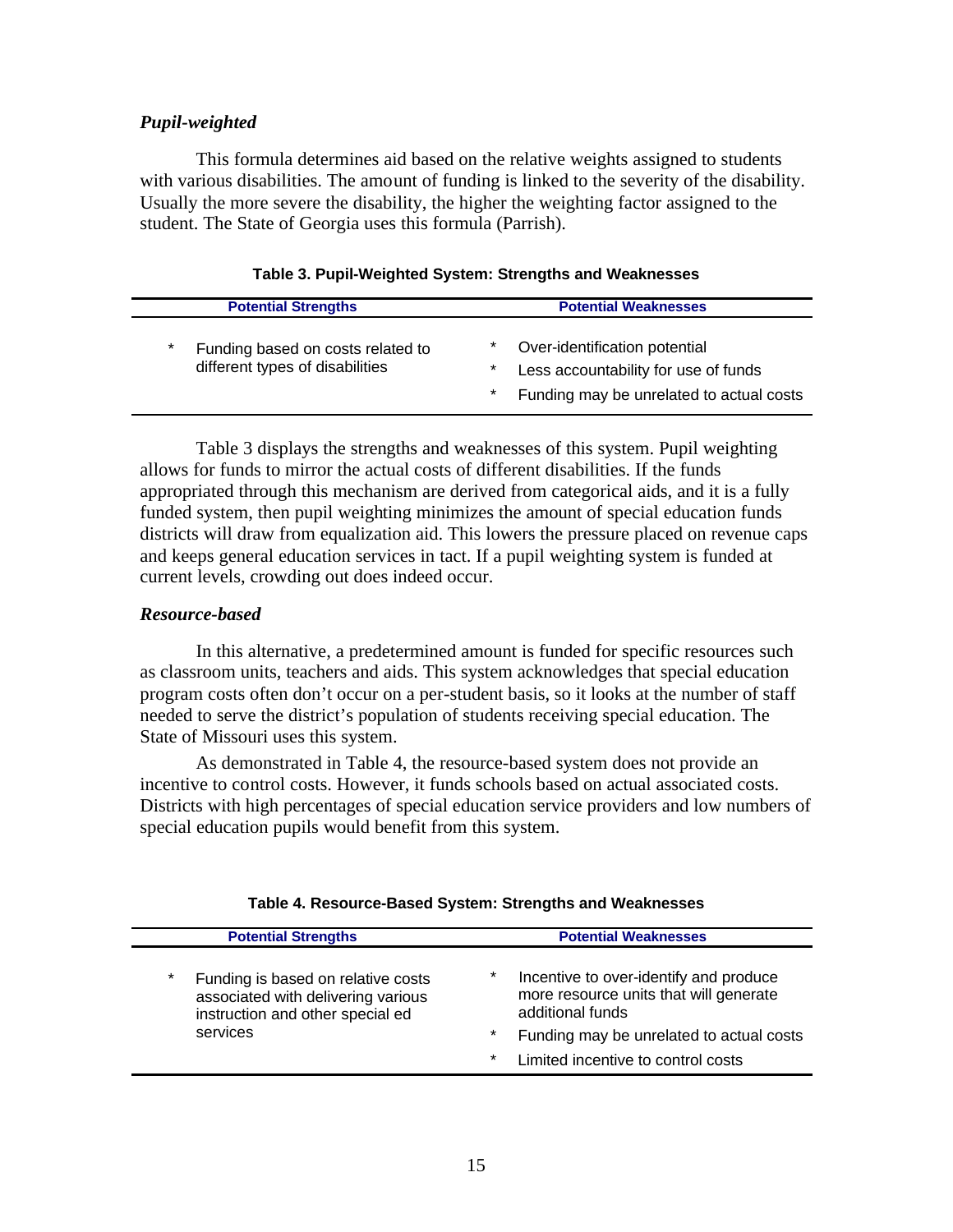### *Pupil-weighted*

This formula determines aid based on the relative weights assigned to students with various disabilities. The amount of funding is linked to the severity of the disability. Usually the more severe the disability, the higher the weighting factor assigned to the student. The State of Georgia uses this formula (Parrish).

**Table 3. Pupil-Weighted System: Strengths and Weaknesses**

| Potential Strengths | Potential Weaknesses |
|---|---|
| * Funding based on costs related to different types of disabilities | * Over-identification potential<br>* Less accountability for use of funds<br>* Funding may be unrelated to actual costs |

Table 3 displays the strengths and weaknesses of this system. Pupil weighting allows for funds to mirror the actual costs of different disabilities. If the funds appropriated through this mechanism are derived from categorical aids, and it is a fully funded system, then pupil weighting minimizes the amount of special education funds districts will draw from equalization aid. This lowers the pressure placed on revenue caps and keeps general education services in tact. If a pupil weighting system is funded at current levels, crowding out does indeed occur.

### *Resource-based*

In this alternative, a predetermined amount is funded for specific resources such as classroom units, teachers and aids. This system acknowledges that special education program costs often don't occur on a per-student basis, so it looks at the number of staff needed to serve the district's population of students receiving special education. The State of Missouri uses this system.

As demonstrated in Table 4, the resource-based system does not provide an incentive to control costs. However, it funds schools based on actual associated costs. Districts with high percentages of special education service providers and low numbers of special education pupils would benefit from this system.

**Table 4. Resource-Based System: Strengths and Weaknesses**

| Potential Strengths | Potential Weaknesses |
|---|---|
| * Funding is based on relative costs associated with delivering various instruction and other special ed services | * Incentive to over-identify and produce more resource units that will generate additional funds<br>* Funding may be unrelated to actual costs<br>* Limited incentive to control costs |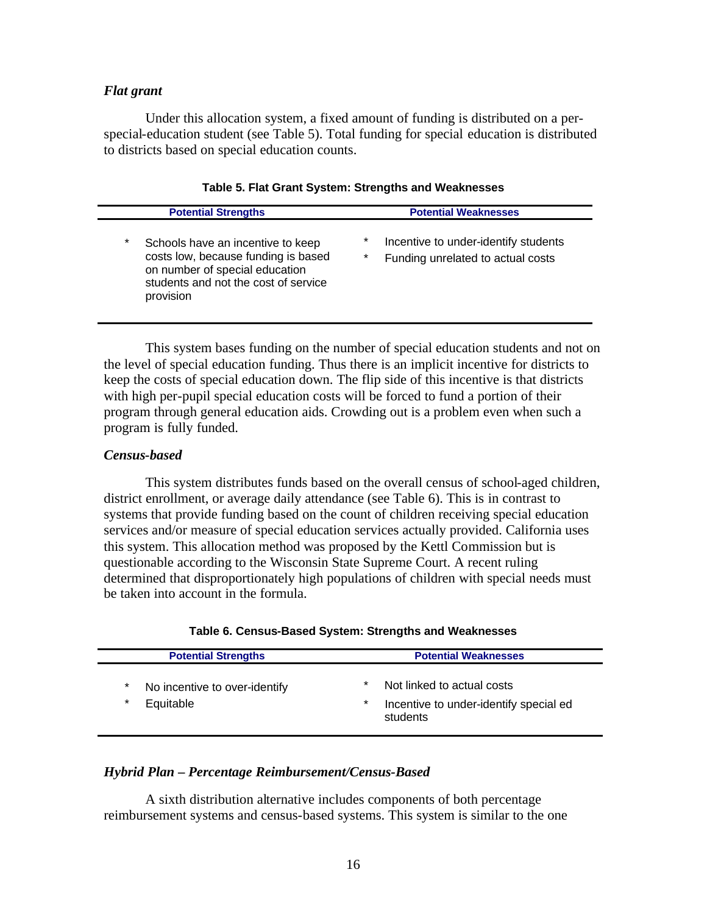### *Flat grant*

Under this allocation system, a fixed amount of funding is distributed on a per-special-education student (see Table 5). Total funding for special education is distributed to districts based on special education counts.

**Table 5. Flat Grant System: Strengths and Weaknesses**

| Potential Strengths | Potential Weaknesses |
|---|---|
| * Schools have an incentive to keep costs low, because funding is based on number of special education students and not the cost of service provision | * Incentive to under-identify students<br>* Funding unrelated to actual costs |

This system bases funding on the number of special education students and not on the level of special education funding. Thus there is an implicit incentive for districts to keep the costs of special education down. The flip side of this incentive is that districts with high per-pupil special education costs will be forced to fund a portion of their program through general education aids. Crowding out is a problem even when such a program is fully funded.

### *Census-based*

This system distributes funds based on the overall census of school-aged children, district enrollment, or average daily attendance (see Table 6). This is in contrast to systems that provide funding based on the count of children receiving special education services and/or measure of special education services actually provided. California uses this system. This allocation method was proposed by the Kettl Commission but is questionable according to the Wisconsin State Supreme Court. A recent ruling determined that disproportionately high populations of children with special needs must be taken into account in the formula.

**Table 6. Census-Based System: Strengths and Weaknesses**

| Potential Strengths | Potential Weaknesses |
|---|---|
| * No incentive to over-identify<br>* Equitable | * Not linked to actual costs<br>* Incentive to under-identify special ed students |

### *Hybrid Plan – Percentage Reimbursement/Census-Based*

A sixth distribution alternative includes components of both percentage reimbursement systems and census-based systems. This system is similar to the one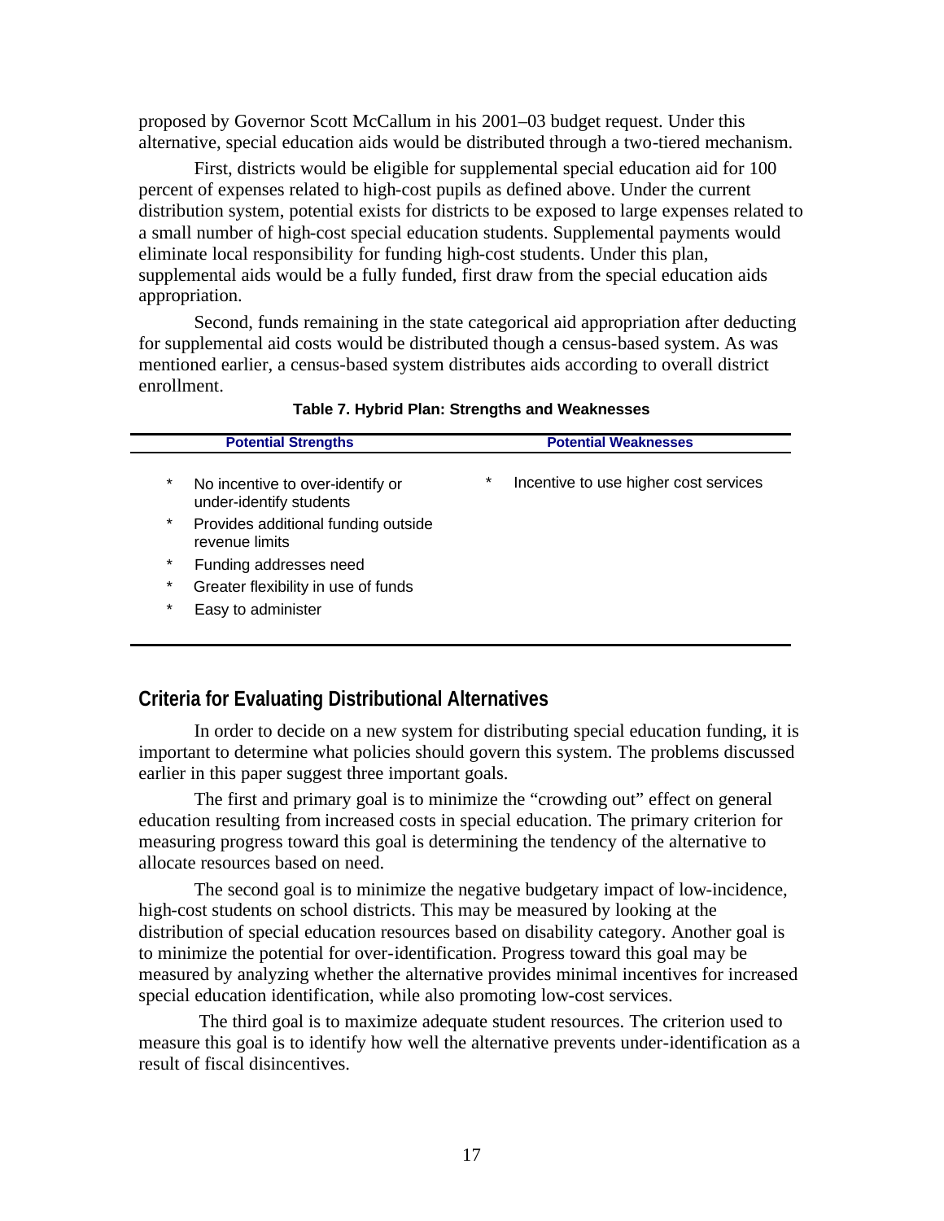proposed by Governor Scott McCallum in his 2001–03 budget request. Under this alternative, special education aids would be distributed through a two-tiered mechanism.

First, districts would be eligible for supplemental special education aid for 100 percent of expenses related to high-cost pupils as defined above. Under the current distribution system, potential exists for districts to be exposed to large expenses related to a small number of high-cost special education students. Supplemental payments would eliminate local responsibility for funding high-cost students. Under this plan, supplemental aids would be a fully funded, first draw from the special education aids appropriation.

Second, funds remaining in the state categorical aid appropriation after deducting for supplemental aid costs would be distributed though a census-based system. As was mentioned earlier, a census-based system distributes aids according to overall district enrollment.

**Table 7. Hybrid Plan: Strengths and Weaknesses**

| Potential Strengths | Potential Weaknesses |
|---|---|
| * No incentive to over-identify or under-identify students | * Incentive to use higher cost services |
| * Provides additional funding outside revenue limits | |
| * Funding addresses need | |
| * Greater flexibility in use of funds | |
| * Easy to administer | |

## Criteria for Evaluating Distributional Alternatives

In order to decide on a new system for distributing special education funding, it is important to determine what policies should govern this system. The problems discussed earlier in this paper suggest three important goals.

The first and primary goal is to minimize the "crowding out" effect on general education resulting from increased costs in special education. The primary criterion for measuring progress toward this goal is determining the tendency of the alternative to allocate resources based on need.

The second goal is to minimize the negative budgetary impact of low-incidence, high-cost students on school districts. This may be measured by looking at the distribution of special education resources based on disability category. Another goal is to minimize the potential for over-identification. Progress toward this goal may be measured by analyzing whether the alternative provides minimal incentives for increased special education identification, while also promoting low-cost services.

The third goal is to maximize adequate student resources. The criterion used to measure this goal is to identify how well the alternative prevents under-identification as a result of fiscal disincentives.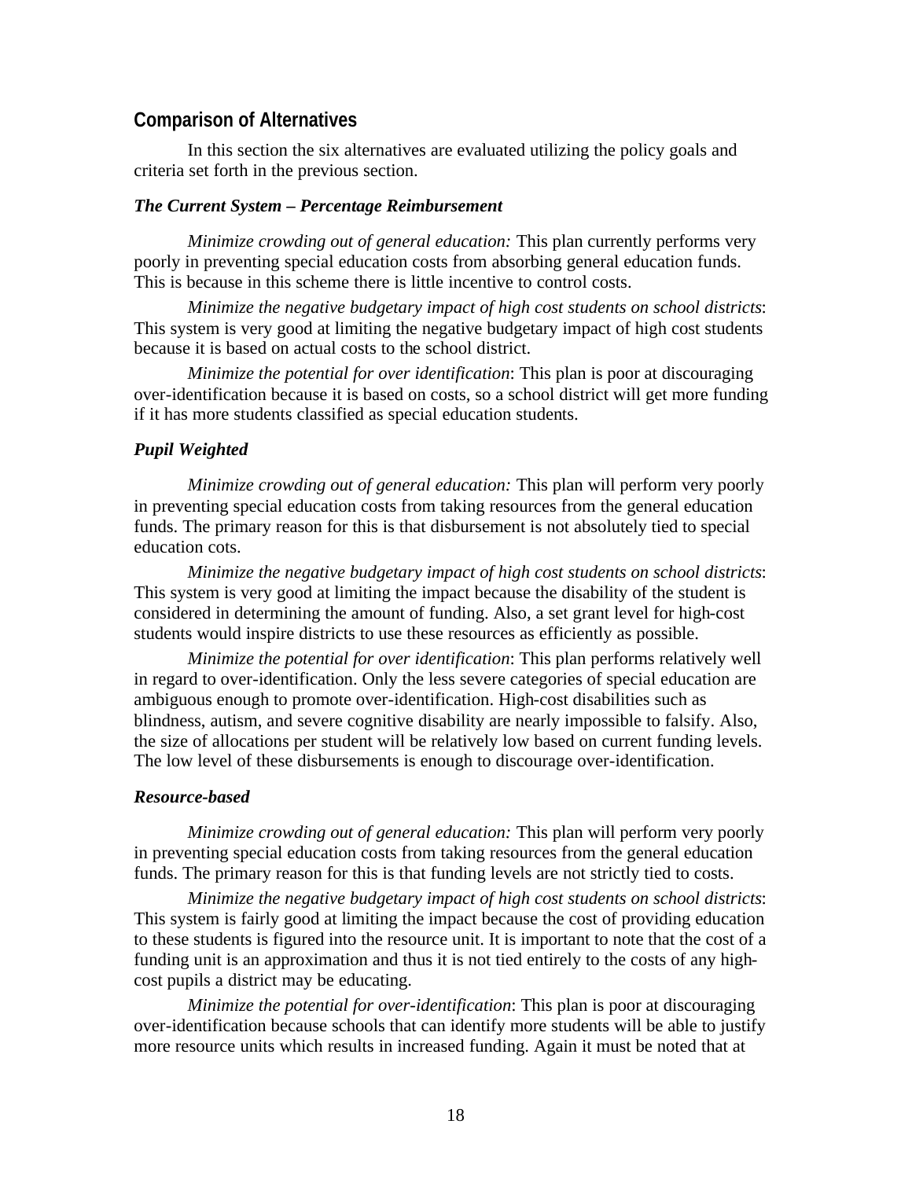## Comparison of Alternatives

In this section the six alternatives are evaluated utilizing the policy goals and criteria set forth in the previous section.

### *The Current System – Percentage Reimbursement*

*Minimize crowding out of general education:* This plan currently performs very poorly in preventing special education costs from absorbing general education funds. This is because in this scheme there is little incentive to control costs.

*Minimize the negative budgetary impact of high cost students on school districts*: This system is very good at limiting the negative budgetary impact of high cost students because it is based on actual costs to the school district.

*Minimize the potential for over identification*: This plan is poor at discouraging over-identification because it is based on costs, so a school district will get more funding if it has more students classified as special education students.

### *Pupil Weighted*

*Minimize crowding out of general education:* This plan will perform very poorly in preventing special education costs from taking resources from the general education funds. The primary reason for this is that disbursement is not absolutely tied to special education cots.

*Minimize the negative budgetary impact of high cost students on school districts*: This system is very good at limiting the impact because the disability of the student is considered in determining the amount of funding. Also, a set grant level for high-cost students would inspire districts to use these resources as efficiently as possible.

*Minimize the potential for over identification*: This plan performs relatively well in regard to over-identification. Only the less severe categories of special education are ambiguous enough to promote over-identification. High-cost disabilities such as blindness, autism, and severe cognitive disability are nearly impossible to falsify. Also, the size of allocations per student will be relatively low based on current funding levels. The low level of these disbursements is enough to discourage over-identification.

### *Resource-based*

*Minimize crowding out of general education:* This plan will perform very poorly in preventing special education costs from taking resources from the general education funds. The primary reason for this is that funding levels are not strictly tied to costs.

*Minimize the negative budgetary impact of high cost students on school districts*: This system is fairly good at limiting the impact because the cost of providing education to these students is figured into the resource unit. It is important to note that the cost of a funding unit is an approximation and thus it is not tied entirely to the costs of any high-cost pupils a district may be educating.

*Minimize the potential for over-identification*: This plan is poor at discouraging over-identification because schools that can identify more students will be able to justify more resource units which results in increased funding. Again it must be noted that at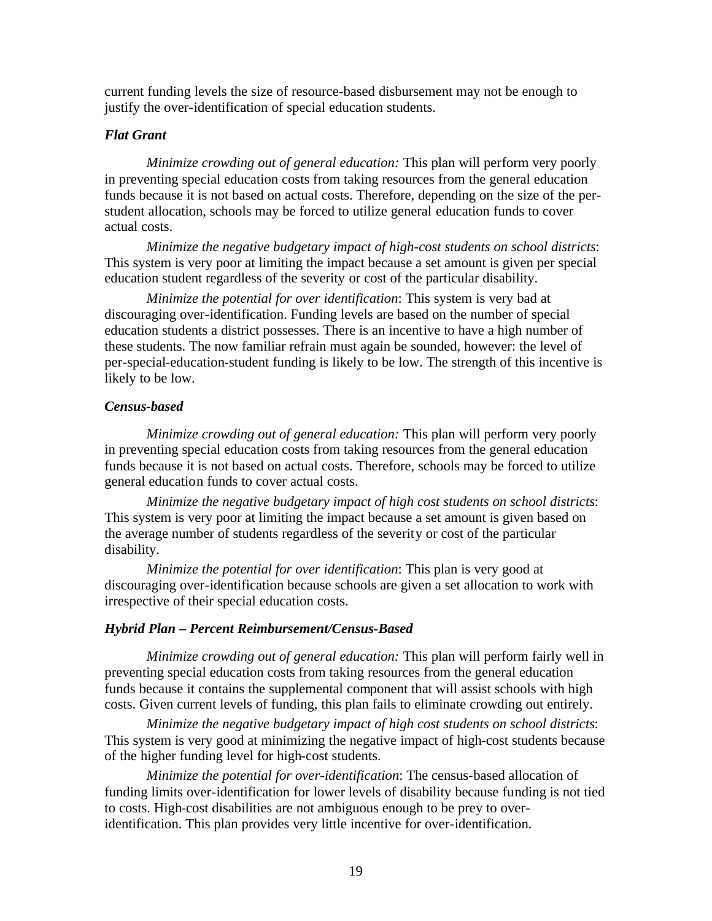current funding levels the size of resource-based disbursement may not be enough to justify the over-identification of special education students.

### *Flat Grant*

*Minimize crowding out of general education:* This plan will perform very poorly in preventing special education costs from taking resources from the general education funds because it is not based on actual costs. Therefore, depending on the size of the per-student allocation, schools may be forced to utilize general education funds to cover actual costs.

*Minimize the negative budgetary impact of high-cost students on school districts*: This system is very poor at limiting the impact because a set amount is given per special education student regardless of the severity or cost of the particular disability.

*Minimize the potential for over identification*: This system is very bad at discouraging over-identification. Funding levels are based on the number of special education students a district possesses. There is an incentive to have a high number of these students. The now familiar refrain must again be sounded, however: the level of per-special-education-student funding is likely to be low. The strength of this incentive is likely to be low.

### *Census-based*

*Minimize crowding out of general education:* This plan will perform very poorly in preventing special education costs from taking resources from the general education funds because it is not based on actual costs. Therefore, schools may be forced to utilize general education funds to cover actual costs.

*Minimize the negative budgetary impact of high cost students on school districts*: This system is very poor at limiting the impact because a set amount is given based on the average number of students regardless of the severity or cost of the particular disability.

*Minimize the potential for over identification*: This plan is very good at discouraging over-identification because schools are given a set allocation to work with irrespective of their special education costs.

### *Hybrid Plan – Percent Reimbursement/Census-Based*

*Minimize crowding out of general education:* This plan will perform fairly well in preventing special education costs from taking resources from the general education funds because it contains the supplemental component that will assist schools with high costs. Given current levels of funding, this plan fails to eliminate crowding out entirely.

*Minimize the negative budgetary impact of high cost students on school districts*: This system is very good at minimizing the negative impact of high-cost students because of the higher funding level for high-cost students.

*Minimize the potential for over-identification*: The census-based allocation of funding limits over-identification for lower levels of disability because funding is not tied to costs. High-cost disabilities are not ambiguous enough to be prey to over-identification. This plan provides very little incentive for over-identification.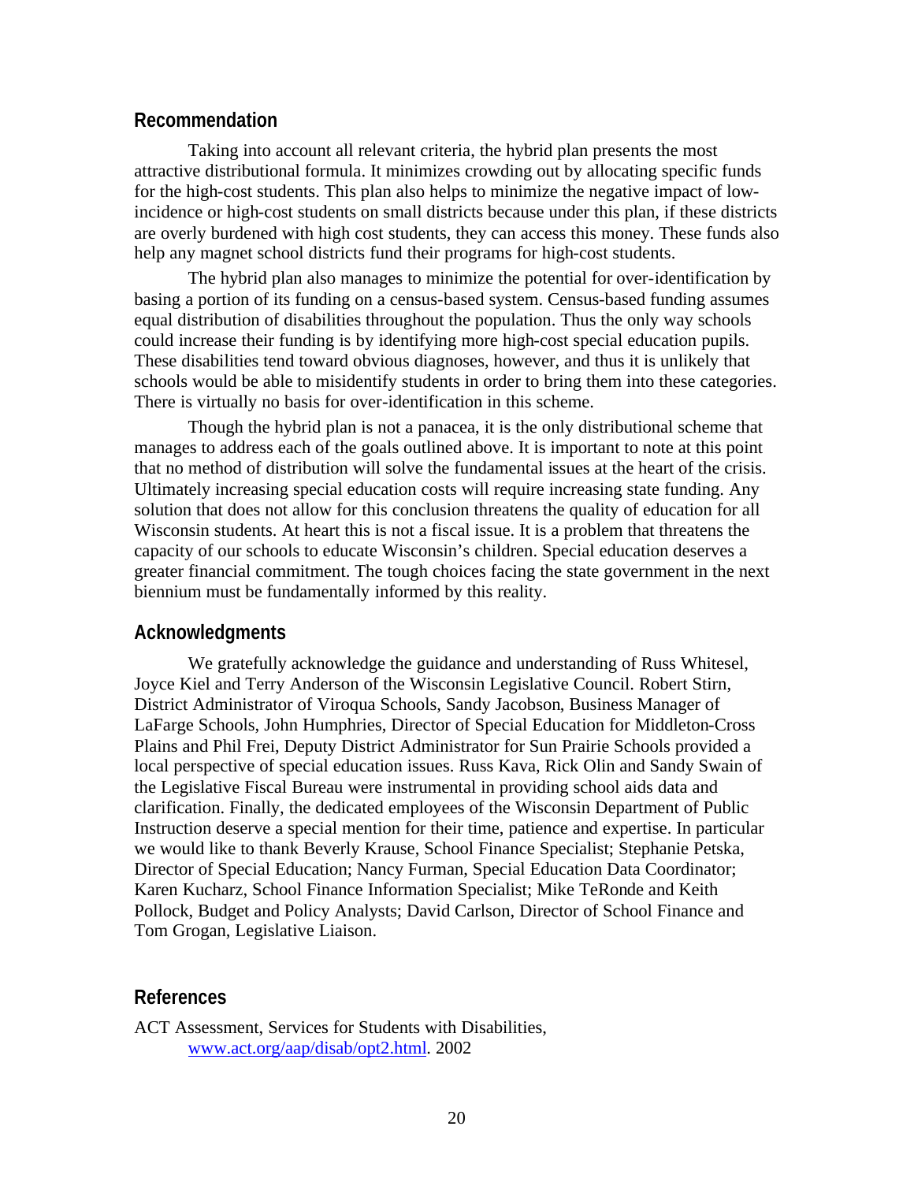## Recommendation

Taking into account all relevant criteria, the hybrid plan presents the most attractive distributional formula. It minimizes crowding out by allocating specific funds for the high-cost students. This plan also helps to minimize the negative impact of low-incidence or high-cost students on small districts because under this plan, if these districts are overly burdened with high cost students, they can access this money. These funds also help any magnet school districts fund their programs for high-cost students.

The hybrid plan also manages to minimize the potential for over-identification by basing a portion of its funding on a census-based system. Census-based funding assumes equal distribution of disabilities throughout the population. Thus the only way schools could increase their funding is by identifying more high-cost special education pupils. These disabilities tend toward obvious diagnoses, however, and thus it is unlikely that schools would be able to misidentify students in order to bring them into these categories. There is virtually no basis for over-identification in this scheme.

Though the hybrid plan is not a panacea, it is the only distributional scheme that manages to address each of the goals outlined above. It is important to note at this point that no method of distribution will solve the fundamental issues at the heart of the crisis. Ultimately increasing special education costs will require increasing state funding. Any solution that does not allow for this conclusion threatens the quality of education for all Wisconsin students. At heart this is not a fiscal issue. It is a problem that threatens the capacity of our schools to educate Wisconsin's children. Special education deserves a greater financial commitment. The tough choices facing the state government in the next biennium must be fundamentally informed by this reality.

## Acknowledgments

We gratefully acknowledge the guidance and understanding of Russ Whitesel, Joyce Kiel and Terry Anderson of the Wisconsin Legislative Council. Robert Stirn, District Administrator of Viroqua Schools, Sandy Jacobson, Business Manager of LaFarge Schools, John Humphries, Director of Special Education for Middleton-Cross Plains and Phil Frei, Deputy District Administrator for Sun Prairie Schools provided a local perspective of special education issues. Russ Kava, Rick Olin and Sandy Swain of the Legislative Fiscal Bureau were instrumental in providing school aids data and clarification. Finally, the dedicated employees of the Wisconsin Department of Public Instruction deserve a special mention for their time, patience and expertise. In particular we would like to thank Beverly Krause, School Finance Specialist; Stephanie Petska, Director of Special Education; Nancy Furman, Special Education Data Coordinator; Karen Kucharz, School Finance Information Specialist; Mike TeRonde and Keith Pollock, Budget and Policy Analysts; David Carlson, Director of School Finance and Tom Grogan, Legislative Liaison.

## References

ACT Assessment, Services for Students with Disabilities, www.act.org/aap/disab/opt2.html. 2002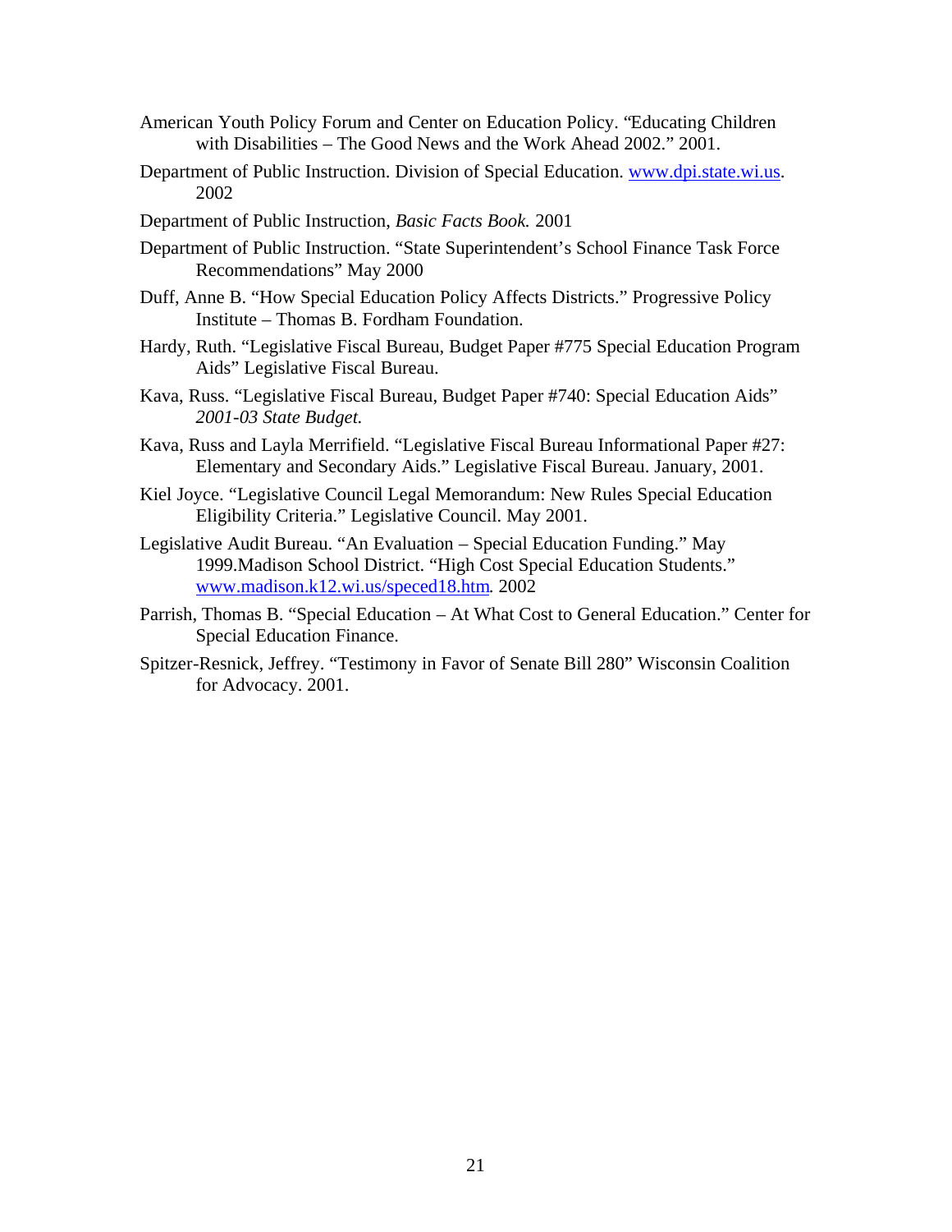American Youth Policy Forum and Center on Education Policy. "Educating Children with Disabilities – The Good News and the Work Ahead 2002." 2001.

Department of Public Instruction. Division of Special Education. www.dpi.state.wi.us. 2002

Department of Public Instruction, *Basic Facts Book.* 2001

Department of Public Instruction. "State Superintendent's School Finance Task Force Recommendations" May 2000

Duff, Anne B. "How Special Education Policy Affects Districts." Progressive Policy Institute – Thomas B. Fordham Foundation.

Hardy, Ruth. "Legislative Fiscal Bureau, Budget Paper #775 Special Education Program Aids" Legislative Fiscal Bureau.

Kava, Russ. "Legislative Fiscal Bureau, Budget Paper #740: Special Education Aids" *2001-03 State Budget.*

Kava, Russ and Layla Merrifield. "Legislative Fiscal Bureau Informational Paper #27: Elementary and Secondary Aids." Legislative Fiscal Bureau. January, 2001.

Kiel Joyce. "Legislative Council Legal Memorandum: New Rules Special Education Eligibility Criteria." Legislative Council. May 2001.

Legislative Audit Bureau. "An Evaluation – Special Education Funding." May 1999.Madison School District. "High Cost Special Education Students." www.madison.k12.wi.us/speced18.htm*.* 2002

Parrish, Thomas B. "Special Education – At What Cost to General Education." Center for Special Education Finance.

Spitzer-Resnick, Jeffrey. "Testimony in Favor of Senate Bill 280" Wisconsin Coalition for Advocacy. 2001.